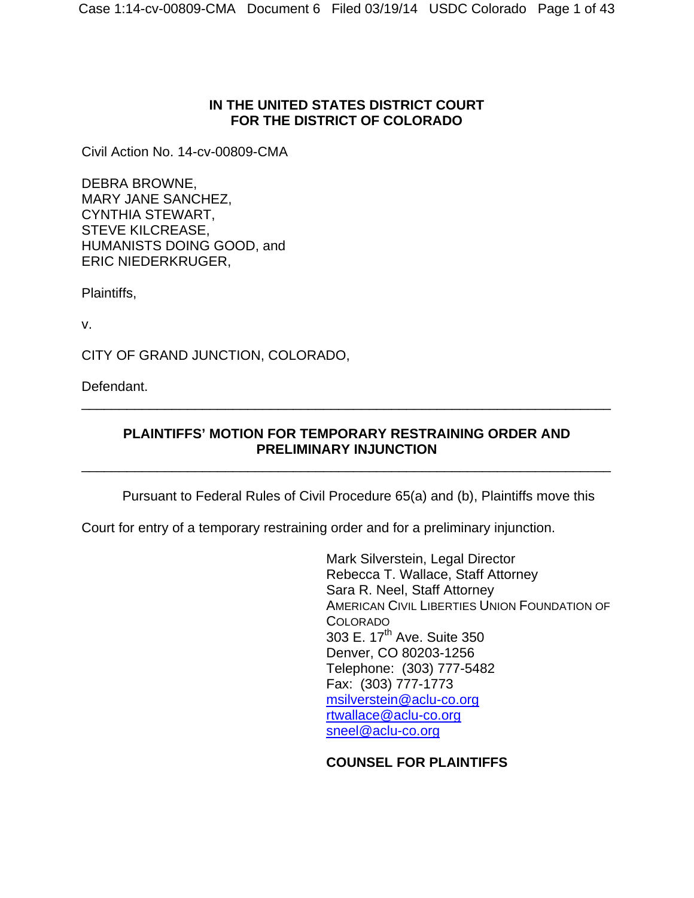**IN THE UNITED STATES DISTRICT COURT**
**FOR THE DISTRICT OF COLORADO**

Civil Action No. 14-cv-00809-CMA

DEBRA BROWNE,
MARY JANE SANCHEZ,
CYNTHIA STEWART,
STEVE KILCREASE,
HUMANISTS DOING GOOD, and
ERIC NIEDERKRUGER,

Plaintiffs,

v.

CITY OF GRAND JUNCTION, COLORADO,

Defendant.

---

**PLAINTIFFS' MOTION FOR TEMPORARY RESTRAINING ORDER AND PRELIMINARY INJUNCTION**

---

Pursuant to Federal Rules of Civil Procedure 65(a) and (b), Plaintiffs move this Court for entry of a temporary restraining order and for a preliminary injunction.

Mark Silverstein, Legal Director
Rebecca T. Wallace, Staff Attorney
Sara R. Neel, Staff Attorney
AMERICAN CIVIL LIBERTIES UNION FOUNDATION OF COLORADO
303 E. 17th Ave. Suite 350
Denver, CO 80203-1256
Telephone: (303) 777-5482
Fax: (303) 777-1773
msilverstein@aclu-co.org
rtwallace@aclu-co.org
sneel@aclu-co.org

**COUNSEL FOR PLAINTIFFS**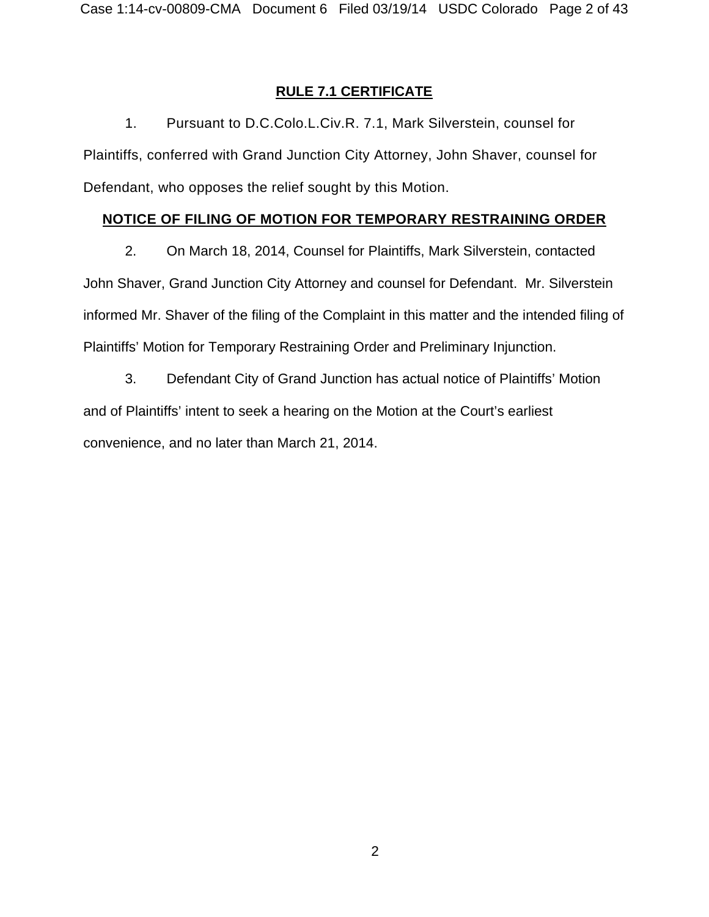**RULE 7.1 CERTIFICATE**

1. Pursuant to D.C.Colo.L.Civ.R. 7.1, Mark Silverstein, counsel for Plaintiffs, conferred with Grand Junction City Attorney, John Shaver, counsel for Defendant, who opposes the relief sought by this Motion.

**NOTICE OF FILING OF MOTION FOR TEMPORARY RESTRAINING ORDER**

2. On March 18, 2014, Counsel for Plaintiffs, Mark Silverstein, contacted John Shaver, Grand Junction City Attorney and counsel for Defendant. Mr. Silverstein informed Mr. Shaver of the filing of the Complaint in this matter and the intended filing of Plaintiffs' Motion for Temporary Restraining Order and Preliminary Injunction.

3. Defendant City of Grand Junction has actual notice of Plaintiffs' Motion and of Plaintiffs' intent to seek a hearing on the Motion at the Court's earliest convenience, and no later than March 21, 2014.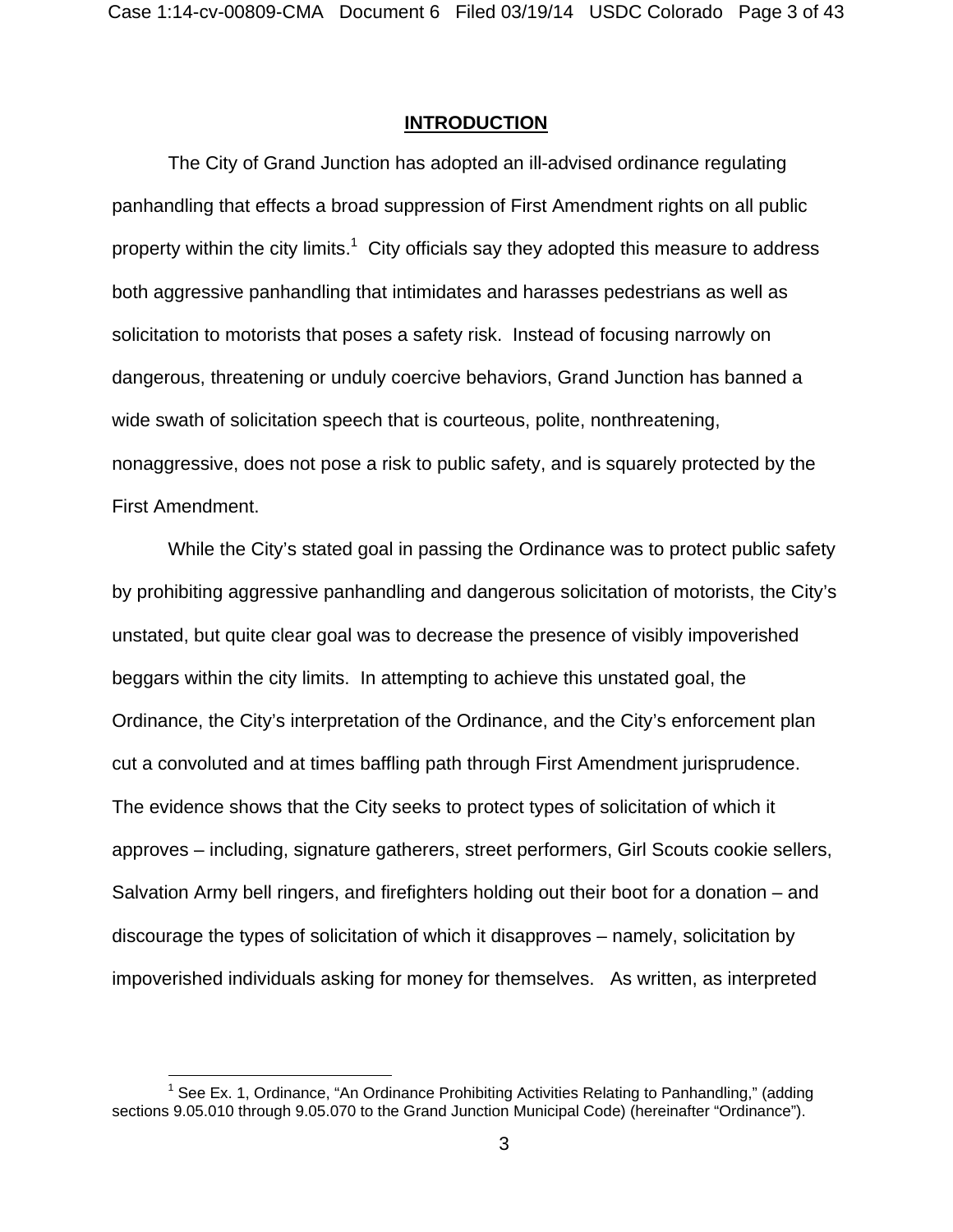## INTRODUCTION

The City of Grand Junction has adopted an ill-advised ordinance regulating panhandling that effects a broad suppression of First Amendment rights on all public property within the city limits.[1] City officials say they adopted this measure to address both aggressive panhandling that intimidates and harasses pedestrians as well as solicitation to motorists that poses a safety risk. Instead of focusing narrowly on dangerous, threatening or unduly coercive behaviors, Grand Junction has banned a wide swath of solicitation speech that is courteous, polite, nonthreatening, nonaggressive, does not pose a risk to public safety, and is squarely protected by the First Amendment.

While the City's stated goal in passing the Ordinance was to protect public safety by prohibiting aggressive panhandling and dangerous solicitation of motorists, the City's unstated, but quite clear goal was to decrease the presence of visibly impoverished beggars within the city limits. In attempting to achieve this unstated goal, the Ordinance, the City's interpretation of the Ordinance, and the City's enforcement plan cut a convoluted and at times baffling path through First Amendment jurisprudence. The evidence shows that the City seeks to protect types of solicitation of which it approves – including, signature gatherers, street performers, Girl Scouts cookie sellers, Salvation Army bell ringers, and firefighters holding out their boot for a donation – and discourage the types of solicitation of which it disapproves – namely, solicitation by impoverished individuals asking for money for themselves. As written, as interpreted

---

[1] See Ex. 1, Ordinance, "An Ordinance Prohibiting Activities Relating to Panhandling," (adding sections 9.05.010 through 9.05.070 to the Grand Junction Municipal Code) (hereinafter "Ordinance").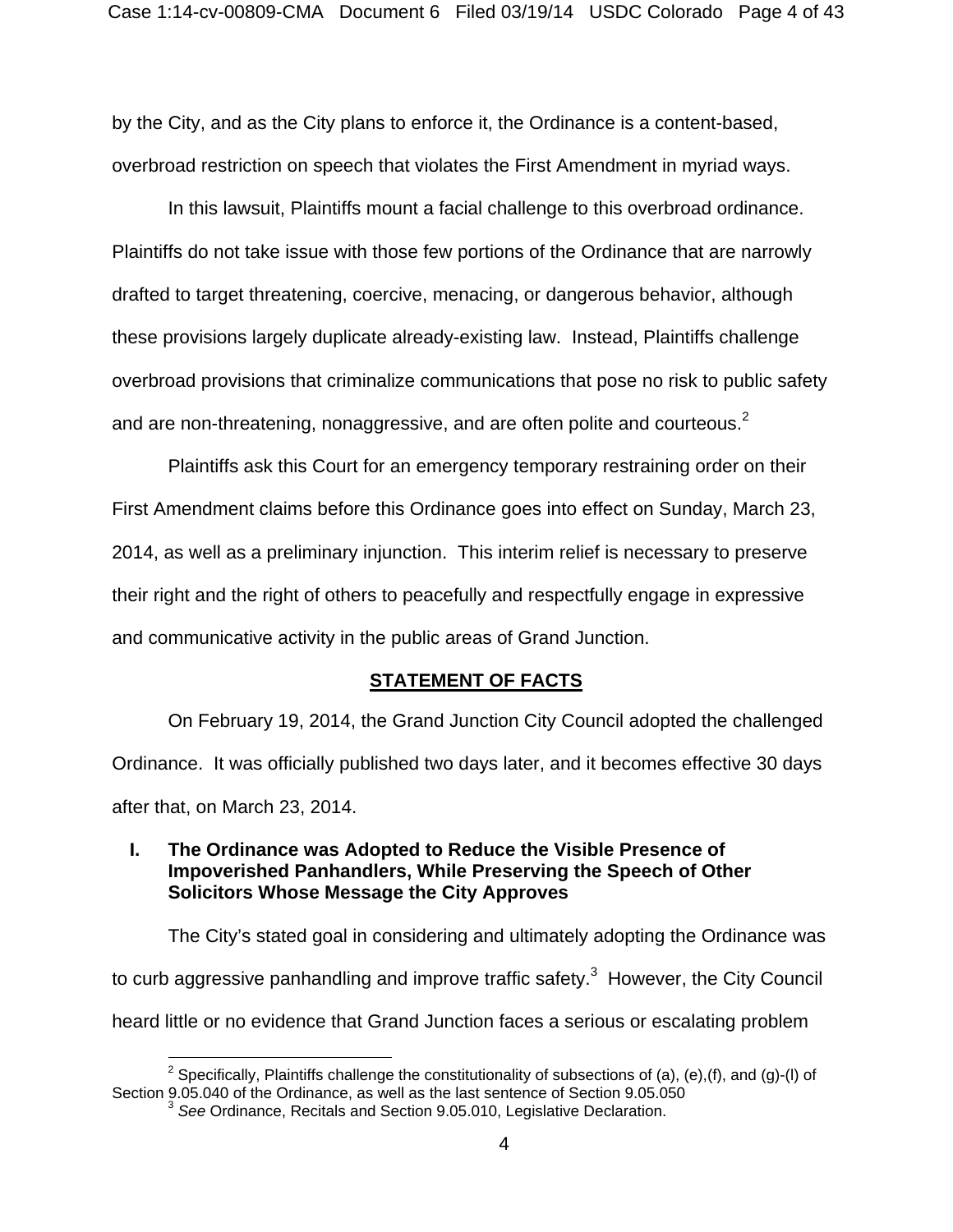by the City, and as the City plans to enforce it, the Ordinance is a content-based, overbroad restriction on speech that violates the First Amendment in myriad ways.

In this lawsuit, Plaintiffs mount a facial challenge to this overbroad ordinance. Plaintiffs do not take issue with those few portions of the Ordinance that are narrowly drafted to target threatening, coercive, menacing, or dangerous behavior, although these provisions largely duplicate already-existing law. Instead, Plaintiffs challenge overbroad provisions that criminalize communications that pose no risk to public safety and are non-threatening, nonaggressive, and are often polite and courteous.[2]

Plaintiffs ask this Court for an emergency temporary restraining order on their First Amendment claims before this Ordinance goes into effect on Sunday, March 23, 2014, as well as a preliminary injunction. This interim relief is necessary to preserve their right and the right of others to peacefully and respectfully engage in expressive and communicative activity in the public areas of Grand Junction.

## STATEMENT OF FACTS

On February 19, 2014, the Grand Junction City Council adopted the challenged Ordinance. It was officially published two days later, and it becomes effective 30 days after that, on March 23, 2014.

### I. The Ordinance was Adopted to Reduce the Visible Presence of Impoverished Panhandlers, While Preserving the Speech of Other Solicitors Whose Message the City Approves

The City's stated goal in considering and ultimately adopting the Ordinance was to curb aggressive panhandling and improve traffic safety.[3] However, the City Council heard little or no evidence that Grand Junction faces a serious or escalating problem

---

[2] Specifically, Plaintiffs challenge the constitutionality of subsections of (a), (e),(f), and (g)-(l) of Section 9.05.040 of the Ordinance, as well as the last sentence of Section 9.05.050

[3] *See* Ordinance, Recitals and Section 9.05.010, Legislative Declaration.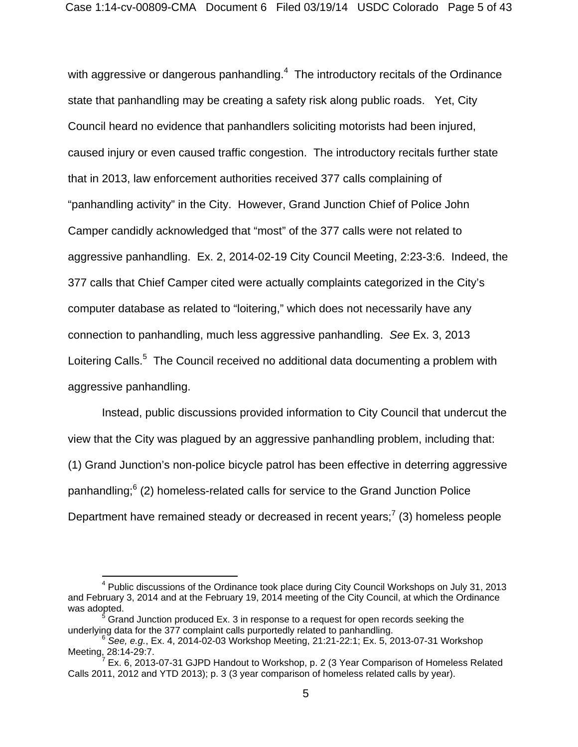with aggressive or dangerous panhandling.[4] The introductory recitals of the Ordinance state that panhandling may be creating a safety risk along public roads. Yet, City Council heard no evidence that panhandlers soliciting motorists had been injured, caused injury or even caused traffic congestion. The introductory recitals further state that in 2013, law enforcement authorities received 377 calls complaining of "panhandling activity" in the City. However, Grand Junction Chief of Police John Camper candidly acknowledged that "most" of the 377 calls were not related to aggressive panhandling. Ex. 2, 2014-02-19 City Council Meeting, 2:23-3:6. Indeed, the 377 calls that Chief Camper cited were actually complaints categorized in the City's computer database as related to "loitering," which does not necessarily have any connection to panhandling, much less aggressive panhandling. *See* Ex. 3, 2013 Loitering Calls.[5] The Council received no additional data documenting a problem with aggressive panhandling.

Instead, public discussions provided information to City Council that undercut the view that the City was plagued by an aggressive panhandling problem, including that: (1) Grand Junction's non-police bicycle patrol has been effective in deterring aggressive panhandling;[6] (2) homeless-related calls for service to the Grand Junction Police Department have remained steady or decreased in recent years;[7] (3) homeless people

---

[4] Public discussions of the Ordinance took place during City Council Workshops on July 31, 2013 and February 3, 2014 and at the February 19, 2014 meeting of the City Council, at which the Ordinance was adopted.

[5] Grand Junction produced Ex. 3 in response to a request for open records seeking the underlying data for the 377 complaint calls purportedly related to panhandling.

[6] *See, e.g.*, Ex. 4, 2014-02-03 Workshop Meeting, 21:21-22:1; Ex. 5, 2013-07-31 Workshop Meeting, 28:14-29:7.

[7] Ex. 6, 2013-07-31 GJPD Handout to Workshop, p. 2 (3 Year Comparison of Homeless Related Calls 2011, 2012 and YTD 2013); p. 3 (3 year comparison of homeless related calls by year).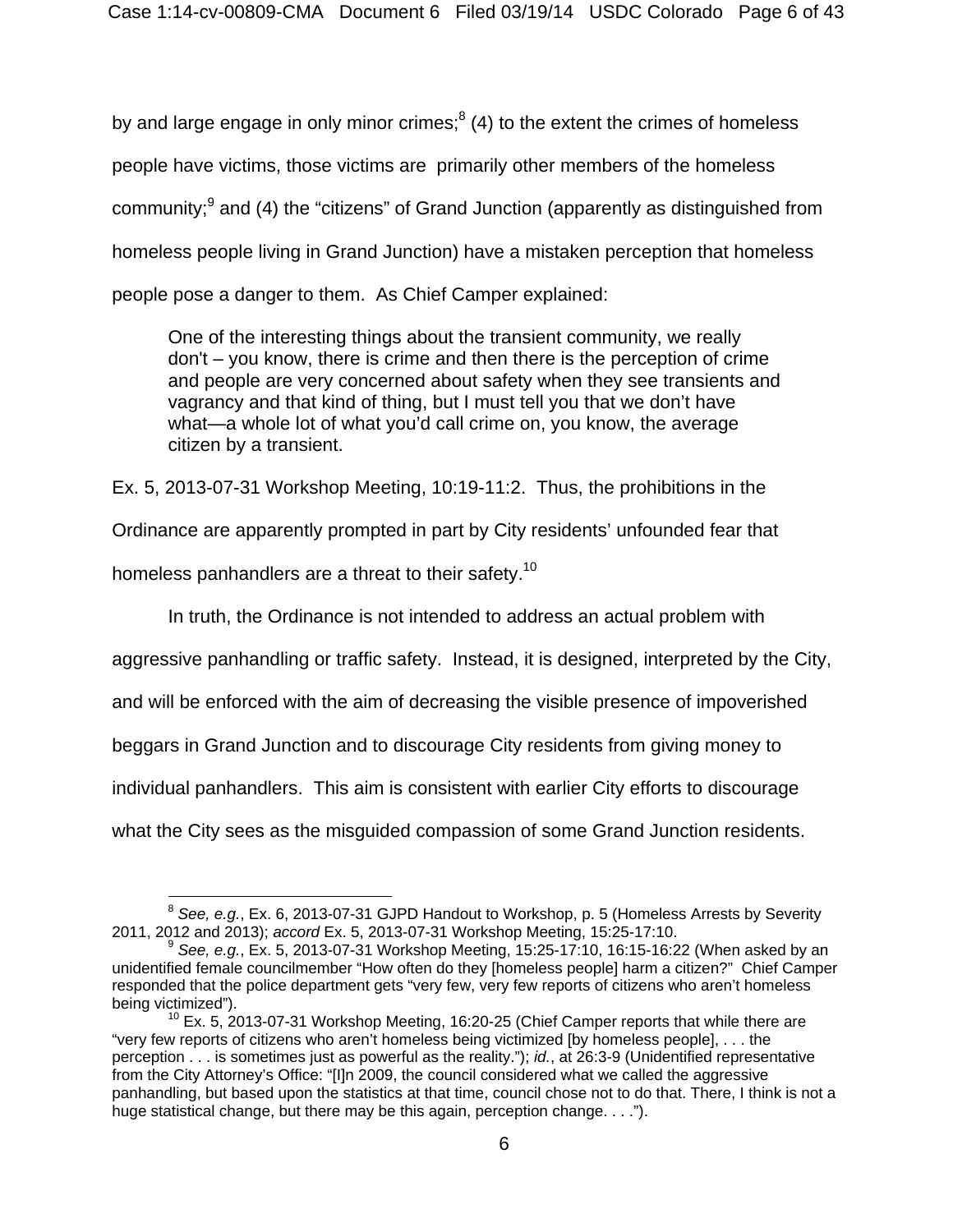by and large engage in only minor crimes;[8] (4) to the extent the crimes of homeless people have victims, those victims are primarily other members of the homeless community;[9] and (4) the "citizens" of Grand Junction (apparently as distinguished from homeless people living in Grand Junction) have a mistaken perception that homeless people pose a danger to them. As Chief Camper explained:

> One of the interesting things about the transient community, we really don't – you know, there is crime and then there is the perception of crime and people are very concerned about safety when they see transients and vagrancy and that kind of thing, but I must tell you that we don't have what—a whole lot of what you'd call crime on, you know, the average citizen by a transient.

Ex. 5, 2013-07-31 Workshop Meeting, 10:19-11:2. Thus, the prohibitions in the Ordinance are apparently prompted in part by City residents' unfounded fear that homeless panhandlers are a threat to their safety.[10]

In truth, the Ordinance is not intended to address an actual problem with aggressive panhandling or traffic safety. Instead, it is designed, interpreted by the City, and will be enforced with the aim of decreasing the visible presence of impoverished beggars in Grand Junction and to discourage City residents from giving money to individual panhandlers. This aim is consistent with earlier City efforts to discourage what the City sees as the misguided compassion of some Grand Junction residents.

---

[8] *See, e.g.*, Ex. 6, 2013-07-31 GJPD Handout to Workshop, p. 5 (Homeless Arrests by Severity 2011, 2012 and 2013); *accord* Ex. 5, 2013-07-31 Workshop Meeting, 15:25-17:10.

[9] *See, e.g.*, Ex. 5, 2013-07-31 Workshop Meeting, 15:25-17:10, 16:15-16:22 (When asked by an unidentified female councilmember "How often do they [homeless people] harm a citizen?" Chief Camper responded that the police department gets "very few, very few reports of citizens who aren't homeless being victimized").

[10] Ex. 5, 2013-07-31 Workshop Meeting, 16:20-25 (Chief Camper reports that while there are "very few reports of citizens who aren't homeless being victimized [by homeless people], . . . the perception . . . is sometimes just as powerful as the reality."); *id.*, at 26:3-9 (Unidentified representative from the City Attorney's Office: "[I]n 2009, the council considered what we called the aggressive panhandling, but based upon the statistics at that time, council chose not to do that. There, I think is not a huge statistical change, but there may be this again, perception change. . . .").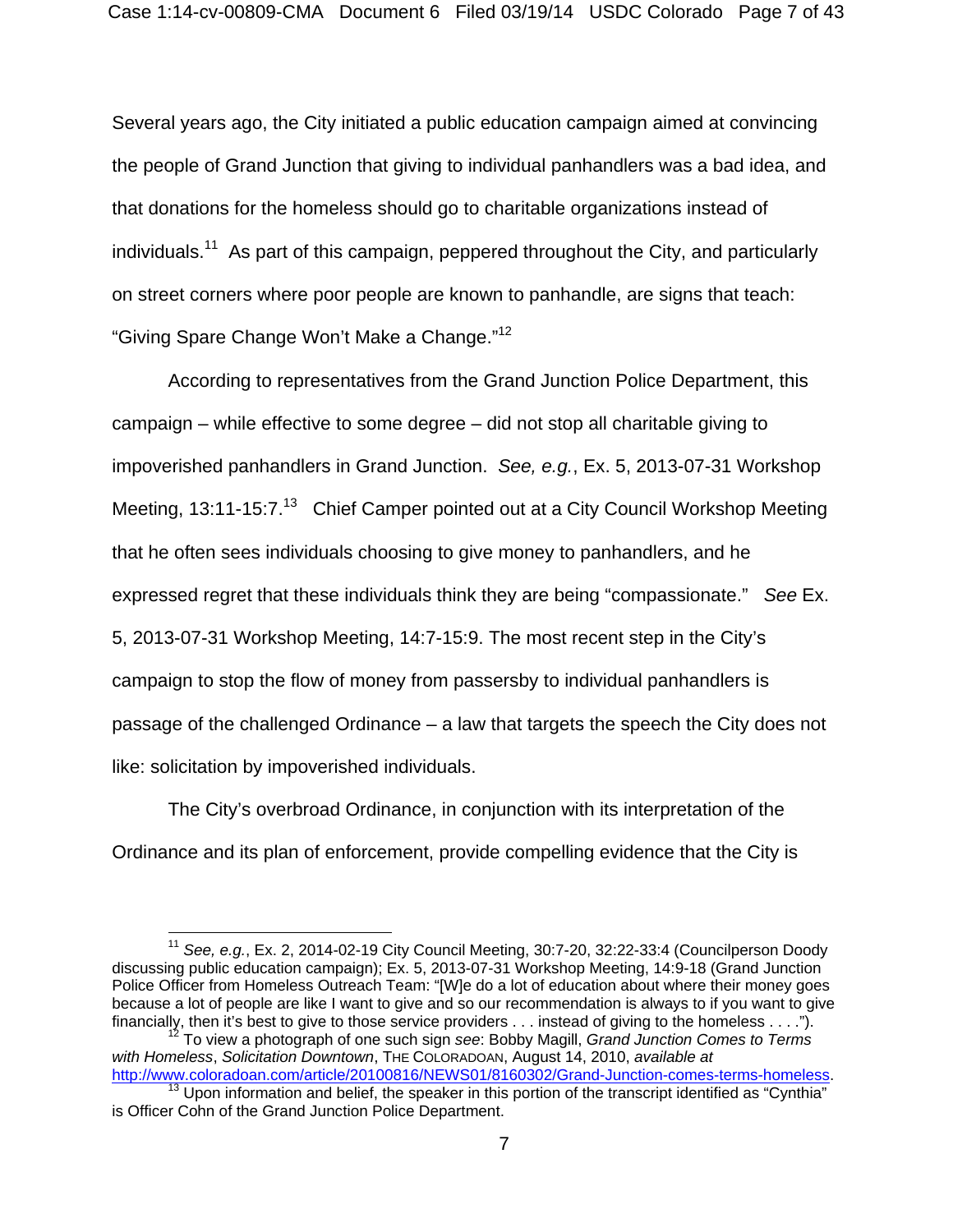Several years ago, the City initiated a public education campaign aimed at convincing the people of Grand Junction that giving to individual panhandlers was a bad idea, and that donations for the homeless should go to charitable organizations instead of individuals.[11] As part of this campaign, peppered throughout the City, and particularly on street corners where poor people are known to panhandle, are signs that teach: "Giving Spare Change Won't Make a Change."[12]

According to representatives from the Grand Junction Police Department, this campaign – while effective to some degree – did not stop all charitable giving to impoverished panhandlers in Grand Junction. *See, e.g.*, Ex. 5, 2013-07-31 Workshop Meeting, 13:11-15:7.[13] Chief Camper pointed out at a City Council Workshop Meeting that he often sees individuals choosing to give money to panhandlers, and he expressed regret that these individuals think they are being "compassionate." *See* Ex. 5, 2013-07-31 Workshop Meeting, 14:7-15:9. The most recent step in the City's campaign to stop the flow of money from passersby to individual panhandlers is passage of the challenged Ordinance – a law that targets the speech the City does not like: solicitation by impoverished individuals.

The City's overbroad Ordinance, in conjunction with its interpretation of the Ordinance and its plan of enforcement, provide compelling evidence that the City is

---

[11] *See, e.g.*, Ex. 2, 2014-02-19 City Council Meeting, 30:7-20, 32:22-33:4 (Councilperson Doody discussing public education campaign); Ex. 5, 2013-07-31 Workshop Meeting, 14:9-18 (Grand Junction Police Officer from Homeless Outreach Team: "[W]e do a lot of education about where their money goes because a lot of people are like I want to give and so our recommendation is always to if you want to give financially, then it's best to give to those service providers . . . instead of giving to the homeless . . . .").

[12] To view a photograph of one such sign *see*: Bobby Magill, *Grand Junction Comes to Terms with Homeless*, *Solicitation Downtown*, THE COLORADOAN, August 14, 2010, *available at* http://www.coloradoan.com/article/20100816/NEWS01/8160302/Grand-Junction-comes-terms-homeless.

[13] Upon information and belief, the speaker in this portion of the transcript identified as "Cynthia" is Officer Cohn of the Grand Junction Police Department.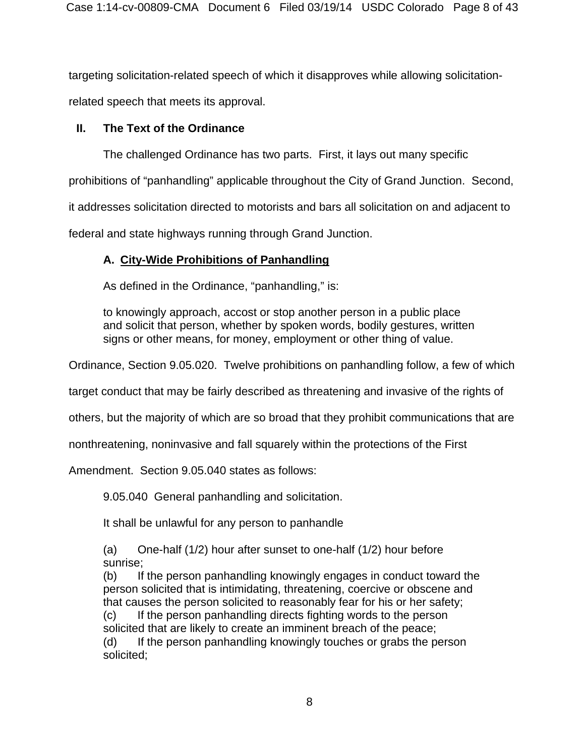targeting solicitation-related speech of which it disapproves while allowing solicitation-related speech that meets its approval.

## II. The Text of the Ordinance

The challenged Ordinance has two parts. First, it lays out many specific prohibitions of "panhandling" applicable throughout the City of Grand Junction. Second, it addresses solicitation directed to motorists and bars all solicitation on and adjacent to federal and state highways running through Grand Junction.

### A. <u>City-Wide Prohibitions of Panhandling</u>

As defined in the Ordinance, "panhandling," is:

> to knowingly approach, accost or stop another person in a public place and solicit that person, whether by spoken words, bodily gestures, written signs or other means, for money, employment or other thing of value.

Ordinance, Section 9.05.020. Twelve prohibitions on panhandling follow, a few of which target conduct that may be fairly described as threatening and invasive of the rights of others, but the majority of which are so broad that they prohibit communications that are nonthreatening, noninvasive and fall squarely within the protections of the First Amendment. Section 9.05.040 states as follows:

> 9.05.040 General panhandling and solicitation.
>
> It shall be unlawful for any person to panhandle
>
> (a) One-half (1/2) hour after sunset to one-half (1/2) hour before sunrise;
> (b) If the person panhandling knowingly engages in conduct toward the person solicited that is intimidating, threatening, coercive or obscene and that causes the person solicited to reasonably fear for his or her safety;
> (c) If the person panhandling directs fighting words to the person solicited that are likely to create an imminent breach of the peace;
> (d) If the person panhandling knowingly touches or grabs the person solicited;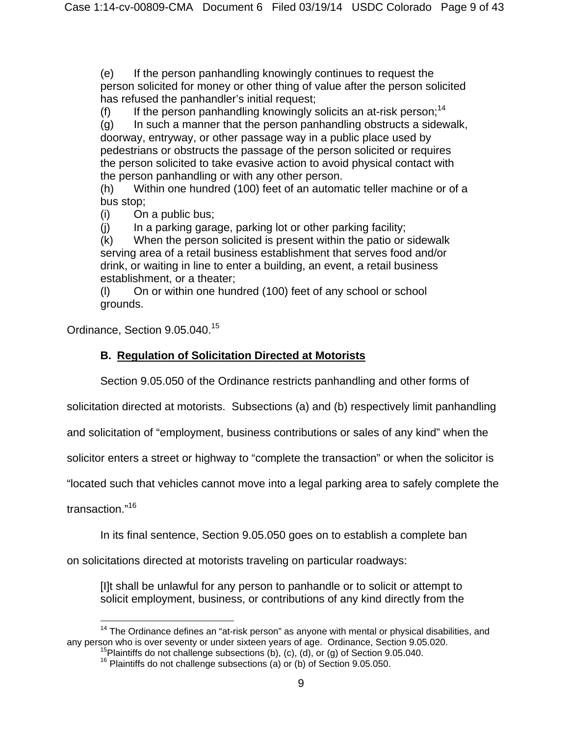(e) If the person panhandling knowingly continues to request the person solicited for money or other thing of value after the person solicited has refused the panhandler's initial request;

(f) If the person panhandling knowingly solicits an at-risk person;[14]

(g) In such a manner that the person panhandling obstructs a sidewalk, doorway, entryway, or other passage way in a public place used by pedestrians or obstructs the passage of the person solicited or requires the person solicited to take evasive action to avoid physical contact with the person panhandling or with any other person.

(h) Within one hundred (100) feet of an automatic teller machine or of a bus stop;

(i) On a public bus;

(j) In a parking garage, parking lot or other parking facility;

(k) When the person solicited is present within the patio or sidewalk serving area of a retail business establishment that serves food and/or drink, or waiting in line to enter a building, an event, a retail business establishment, or a theater;

(l) On or within one hundred (100) feet of any school or school grounds.

Ordinance, Section 9.05.040.[15]

### B. Regulation of Solicitation Directed at Motorists

Section 9.05.050 of the Ordinance restricts panhandling and other forms of solicitation directed at motorists. Subsections (a) and (b) respectively limit panhandling and solicitation of "employment, business contributions or sales of any kind" when the solicitor enters a street or highway to "complete the transaction" or when the solicitor is "located such that vehicles cannot move into a legal parking area to safely complete the transaction."[16]

In its final sentence, Section 9.05.050 goes on to establish a complete ban on solicitations directed at motorists traveling on particular roadways:

> [I]t shall be unlawful for any person to panhandle or to solicit or attempt to solicit employment, business, or contributions of any kind directly from the

---

[14] The Ordinance defines an "at-risk person" as anyone with mental or physical disabilities, and any person who is over seventy or under sixteen years of age. Ordinance, Section 9.05.020.

[15] Plaintiffs do not challenge subsections (b), (c), (d), or (g) of Section 9.05.040.

[16] Plaintiffs do not challenge subsections (a) or (b) of Section 9.05.050.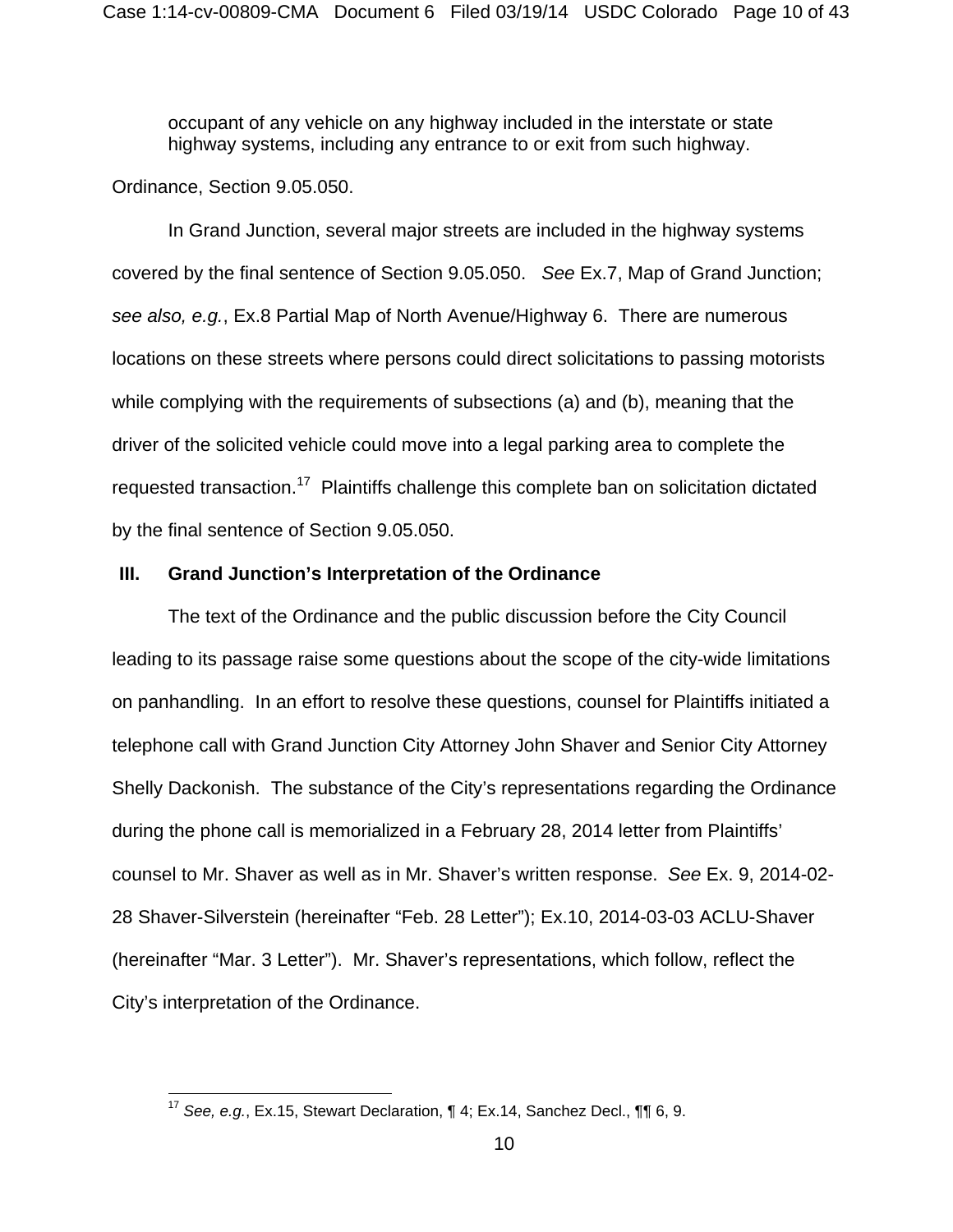> occupant of any vehicle on any highway included in the interstate or state highway systems, including any entrance to or exit from such highway.

Ordinance, Section 9.05.050.

In Grand Junction, several major streets are included in the highway systems covered by the final sentence of Section 9.05.050. *See* Ex.7, Map of Grand Junction; *see also, e.g.*, Ex.8 Partial Map of North Avenue/Highway 6. There are numerous locations on these streets where persons could direct solicitations to passing motorists while complying with the requirements of subsections (a) and (b), meaning that the driver of the solicited vehicle could move into a legal parking area to complete the requested transaction.[17] Plaintiffs challenge this complete ban on solicitation dictated by the final sentence of Section 9.05.050.

## III. Grand Junction's Interpretation of the Ordinance

The text of the Ordinance and the public discussion before the City Council leading to its passage raise some questions about the scope of the city-wide limitations on panhandling. In an effort to resolve these questions, counsel for Plaintiffs initiated a telephone call with Grand Junction City Attorney John Shaver and Senior City Attorney Shelly Dackonish. The substance of the City's representations regarding the Ordinance during the phone call is memorialized in a February 28, 2014 letter from Plaintiffs' counsel to Mr. Shaver as well as in Mr. Shaver's written response. *See* Ex. 9, 2014-02-28 Shaver-Silverstein (hereinafter "Feb. 28 Letter"); Ex.10, 2014-03-03 ACLU-Shaver (hereinafter "Mar. 3 Letter"). Mr. Shaver's representations, which follow, reflect the City's interpretation of the Ordinance.

---

[17] *See, e.g.*, Ex.15, Stewart Declaration, ¶ 4; Ex.14, Sanchez Decl., ¶¶ 6, 9.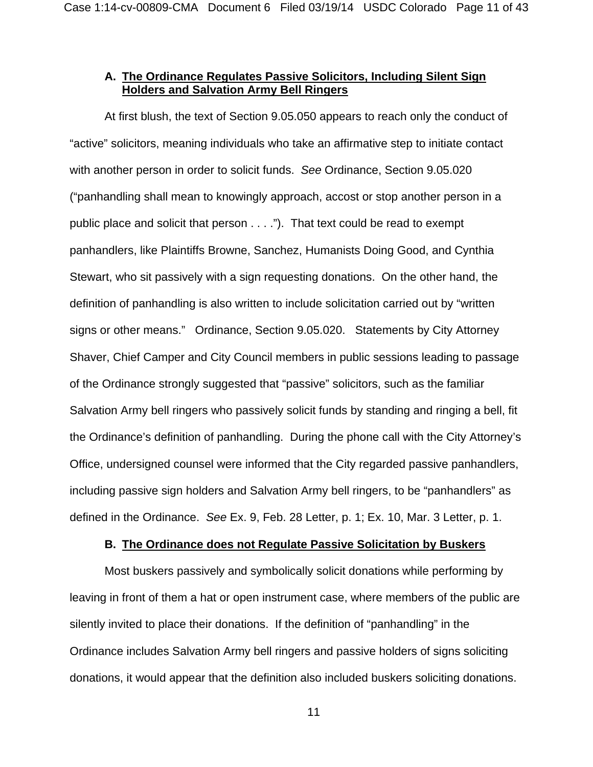### A. **The Ordinance Regulates Passive Solicitors, Including Silent Sign Holders and Salvation Army Bell Ringers**

At first blush, the text of Section 9.05.050 appears to reach only the conduct of "active" solicitors, meaning individuals who take an affirmative step to initiate contact with another person in order to solicit funds. *See* Ordinance, Section 9.05.020 ("panhandling shall mean to knowingly approach, accost or stop another person in a public place and solicit that person . . . ."). That text could be read to exempt panhandlers, like Plaintiffs Browne, Sanchez, Humanists Doing Good, and Cynthia Stewart, who sit passively with a sign requesting donations. On the other hand, the definition of panhandling is also written to include solicitation carried out by "written signs or other means." Ordinance, Section 9.05.020. Statements by City Attorney Shaver, Chief Camper and City Council members in public sessions leading to passage of the Ordinance strongly suggested that "passive" solicitors, such as the familiar Salvation Army bell ringers who passively solicit funds by standing and ringing a bell, fit the Ordinance's definition of panhandling. During the phone call with the City Attorney's Office, undersigned counsel were informed that the City regarded passive panhandlers, including passive sign holders and Salvation Army bell ringers, to be "panhandlers" as defined in the Ordinance. *See* Ex. 9, Feb. 28 Letter, p. 1; Ex. 10, Mar. 3 Letter, p. 1.

### B. **The Ordinance does not Regulate Passive Solicitation by Buskers**

Most buskers passively and symbolically solicit donations while performing by leaving in front of them a hat or open instrument case, where members of the public are silently invited to place their donations. If the definition of "panhandling" in the Ordinance includes Salvation Army bell ringers and passive holders of signs soliciting donations, it would appear that the definition also included buskers soliciting donations.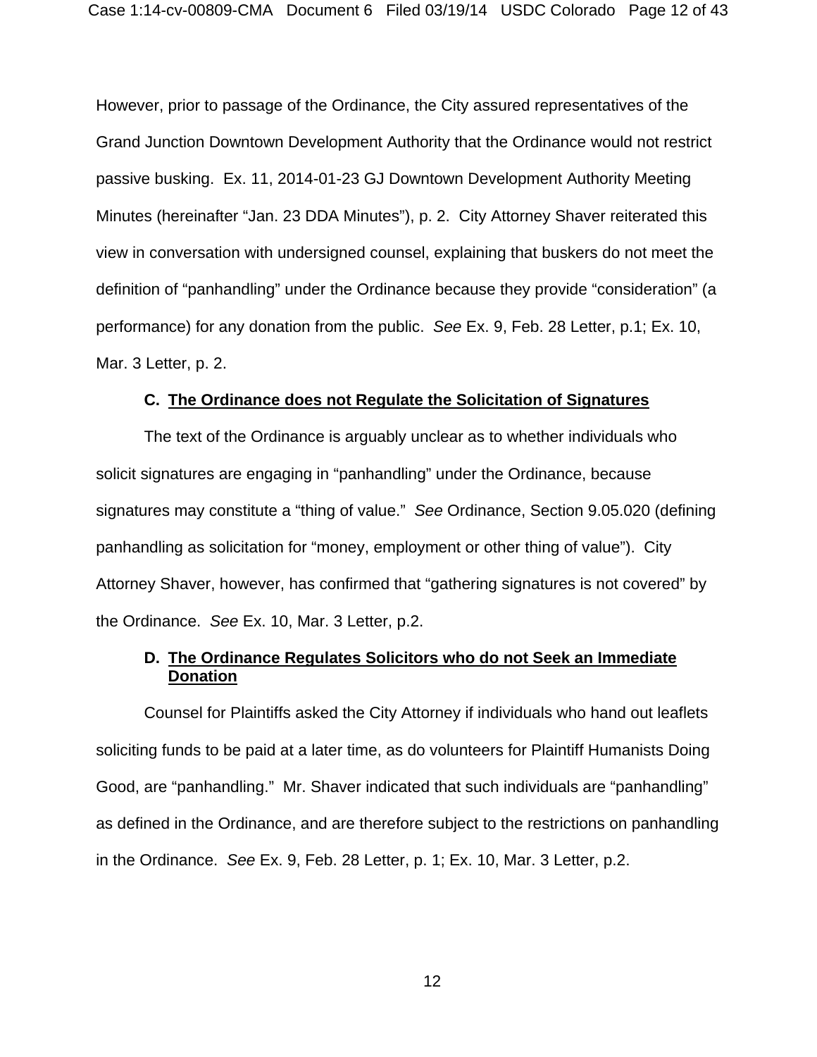However, prior to passage of the Ordinance, the City assured representatives of the Grand Junction Downtown Development Authority that the Ordinance would not restrict passive busking. Ex. 11, 2014-01-23 GJ Downtown Development Authority Meeting Minutes (hereinafter "Jan. 23 DDA Minutes"), p. 2. City Attorney Shaver reiterated this view in conversation with undersigned counsel, explaining that buskers do not meet the definition of "panhandling" under the Ordinance because they provide "consideration" (a performance) for any donation from the public. *See* Ex. 9, Feb. 28 Letter, p.1; Ex. 10, Mar. 3 Letter, p. 2.

### C. <u>The Ordinance does not Regulate the Solicitation of Signatures</u>

The text of the Ordinance is arguably unclear as to whether individuals who solicit signatures are engaging in "panhandling" under the Ordinance, because signatures may constitute a "thing of value." *See* Ordinance, Section 9.05.020 (defining panhandling as solicitation for "money, employment or other thing of value"). City Attorney Shaver, however, has confirmed that "gathering signatures is not covered" by the Ordinance. *See* Ex. 10, Mar. 3 Letter, p.2.

### D. <u>The Ordinance Regulates Solicitors who do not Seek an Immediate Donation</u>

Counsel for Plaintiffs asked the City Attorney if individuals who hand out leaflets soliciting funds to be paid at a later time, as do volunteers for Plaintiff Humanists Doing Good, are "panhandling." Mr. Shaver indicated that such individuals are "panhandling" as defined in the Ordinance, and are therefore subject to the restrictions on panhandling in the Ordinance. *See* Ex. 9, Feb. 28 Letter, p. 1; Ex. 10, Mar. 3 Letter, p.2.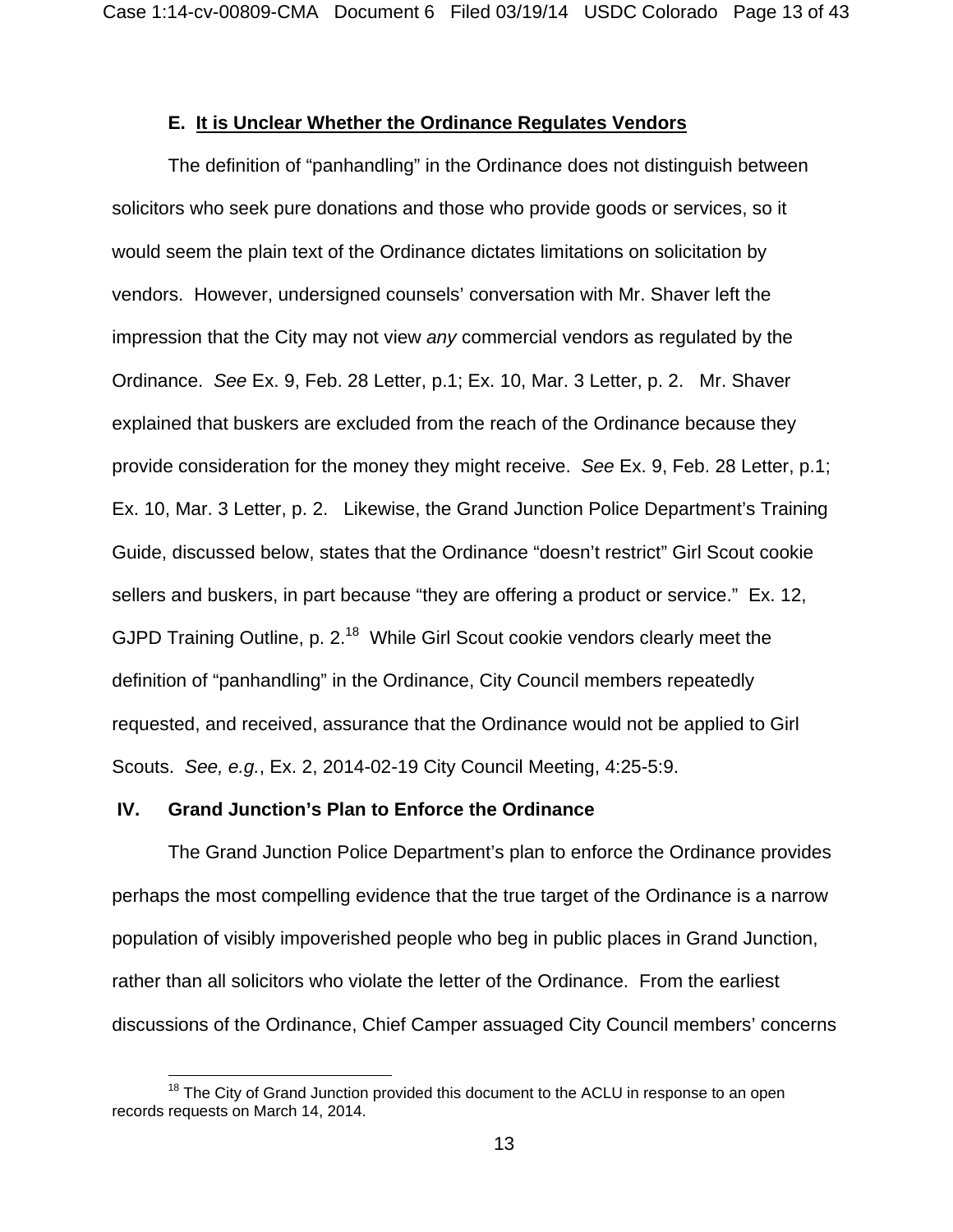### E. **It is Unclear Whether the Ordinance Regulates Vendors**

The definition of "panhandling" in the Ordinance does not distinguish between solicitors who seek pure donations and those who provide goods or services, so it would seem the plain text of the Ordinance dictates limitations on solicitation by vendors. However, undersigned counsels' conversation with Mr. Shaver left the impression that the City may not view *any* commercial vendors as regulated by the Ordinance. *See* Ex. 9, Feb. 28 Letter, p.1; Ex. 10, Mar. 3 Letter, p. 2. Mr. Shaver explained that buskers are excluded from the reach of the Ordinance because they provide consideration for the money they might receive. *See* Ex. 9, Feb. 28 Letter, p.1; Ex. 10, Mar. 3 Letter, p. 2. Likewise, the Grand Junction Police Department's Training Guide, discussed below, states that the Ordinance "doesn't restrict" Girl Scout cookie sellers and buskers, in part because "they are offering a product or service." Ex. 12, GJPD Training Outline, p. 2.[18] While Girl Scout cookie vendors clearly meet the definition of "panhandling" in the Ordinance, City Council members repeatedly requested, and received, assurance that the Ordinance would not be applied to Girl Scouts. *See, e.g.*, Ex. 2, 2014-02-19 City Council Meeting, 4:25-5:9.

## IV. Grand Junction's Plan to Enforce the Ordinance

The Grand Junction Police Department's plan to enforce the Ordinance provides perhaps the most compelling evidence that the true target of the Ordinance is a narrow population of visibly impoverished people who beg in public places in Grand Junction, rather than all solicitors who violate the letter of the Ordinance. From the earliest discussions of the Ordinance, Chief Camper assuaged City Council members' concerns

[18] The City of Grand Junction provided this document to the ACLU in response to an open records requests on March 14, 2014.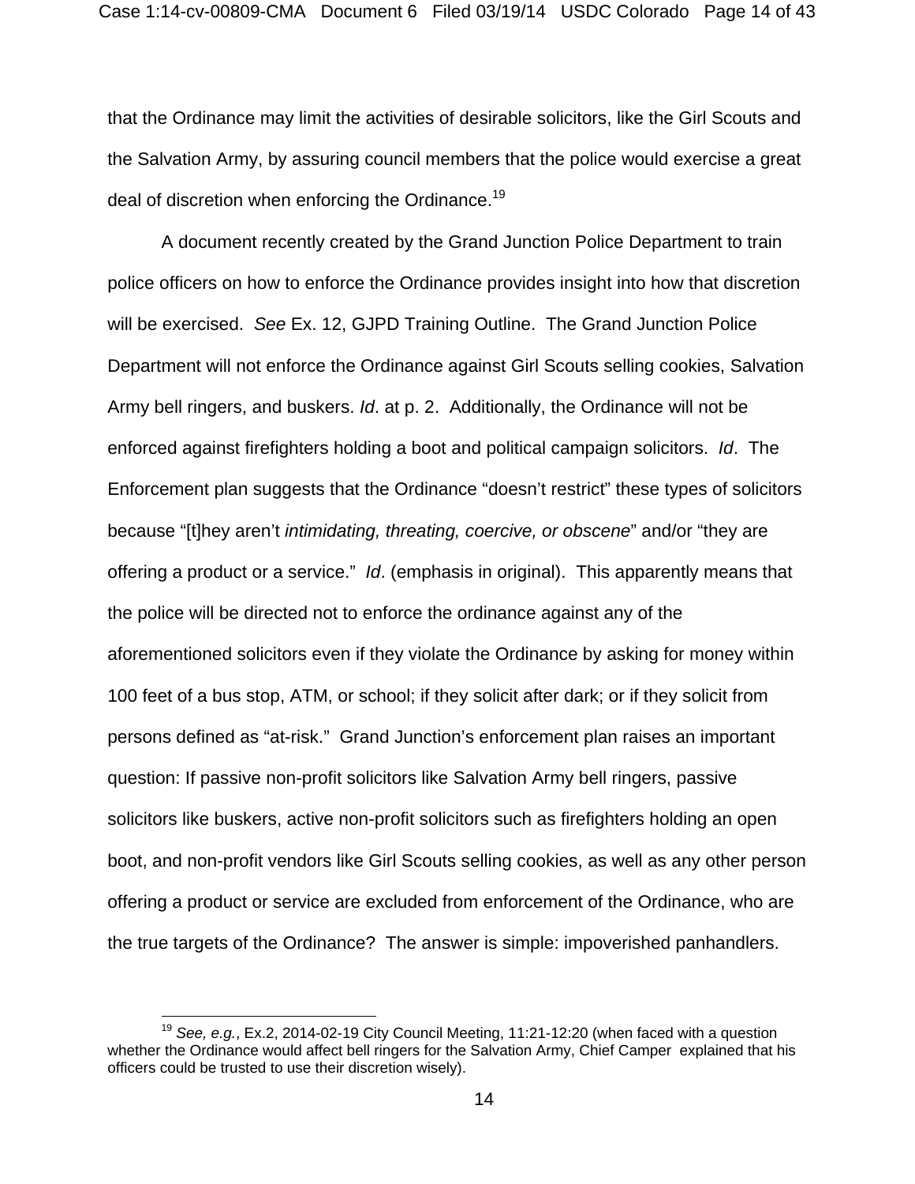that the Ordinance may limit the activities of desirable solicitors, like the Girl Scouts and the Salvation Army, by assuring council members that the police would exercise a great deal of discretion when enforcing the Ordinance.[19]

A document recently created by the Grand Junction Police Department to train police officers on how to enforce the Ordinance provides insight into how that discretion will be exercised. *See* Ex. 12, GJPD Training Outline. The Grand Junction Police Department will not enforce the Ordinance against Girl Scouts selling cookies, Salvation Army bell ringers, and buskers. *Id*. at p. 2. Additionally, the Ordinance will not be enforced against firefighters holding a boot and political campaign solicitors. *Id*. The Enforcement plan suggests that the Ordinance "doesn't restrict" these types of solicitors because "[t]hey aren't *intimidating, threating, coercive, or obscene*" and/or "they are offering a product or a service." *Id*. (emphasis in original). This apparently means that the police will be directed not to enforce the ordinance against any of the aforementioned solicitors even if they violate the Ordinance by asking for money within 100 feet of a bus stop, ATM, or school; if they solicit after dark; or if they solicit from persons defined as "at-risk." Grand Junction's enforcement plan raises an important question: If passive non-profit solicitors like Salvation Army bell ringers, passive solicitors like buskers, active non-profit solicitors such as firefighters holding an open boot, and non-profit vendors like Girl Scouts selling cookies, as well as any other person offering a product or service are excluded from enforcement of the Ordinance, who are the true targets of the Ordinance? The answer is simple: impoverished panhandlers.

---

[19] *See, e.g.*, Ex.2, 2014-02-19 City Council Meeting, 11:21-12:20 (when faced with a question whether the Ordinance would affect bell ringers for the Salvation Army, Chief Camper explained that his officers could be trusted to use their discretion wisely).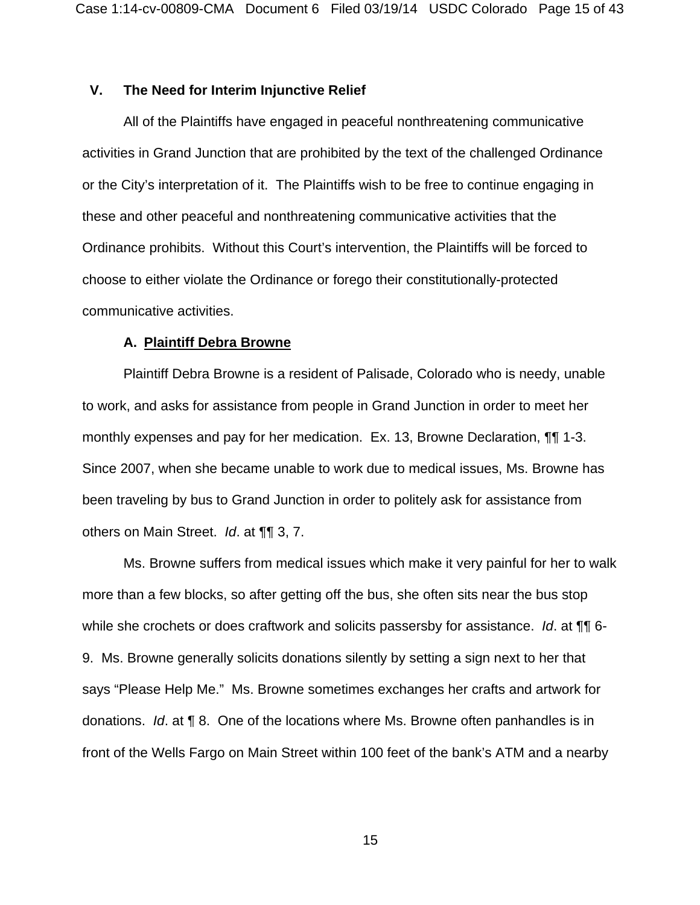## V. The Need for Interim Injunctive Relief

All of the Plaintiffs have engaged in peaceful nonthreatening communicative activities in Grand Junction that are prohibited by the text of the challenged Ordinance or the City's interpretation of it. The Plaintiffs wish to be free to continue engaging in these and other peaceful and nonthreatening communicative activities that the Ordinance prohibits. Without this Court's intervention, the Plaintiffs will be forced to choose to either violate the Ordinance or forego their constitutionally-protected communicative activities.

### A. Plaintiff Debra Browne

Plaintiff Debra Browne is a resident of Palisade, Colorado who is needy, unable to work, and asks for assistance from people in Grand Junction in order to meet her monthly expenses and pay for her medication. Ex. 13, Browne Declaration, ¶¶ 1-3. Since 2007, when she became unable to work due to medical issues, Ms. Browne has been traveling by bus to Grand Junction in order to politely ask for assistance from others on Main Street. *Id*. at ¶¶ 3, 7.

Ms. Browne suffers from medical issues which make it very painful for her to walk more than a few blocks, so after getting off the bus, she often sits near the bus stop while she crochets or does craftwork and solicits passersby for assistance. *Id*. at ¶¶ 6-9. Ms. Browne generally solicits donations silently by setting a sign next to her that says "Please Help Me." Ms. Browne sometimes exchanges her crafts and artwork for donations. *Id*. at ¶ 8. One of the locations where Ms. Browne often panhandles is in front of the Wells Fargo on Main Street within 100 feet of the bank's ATM and a nearby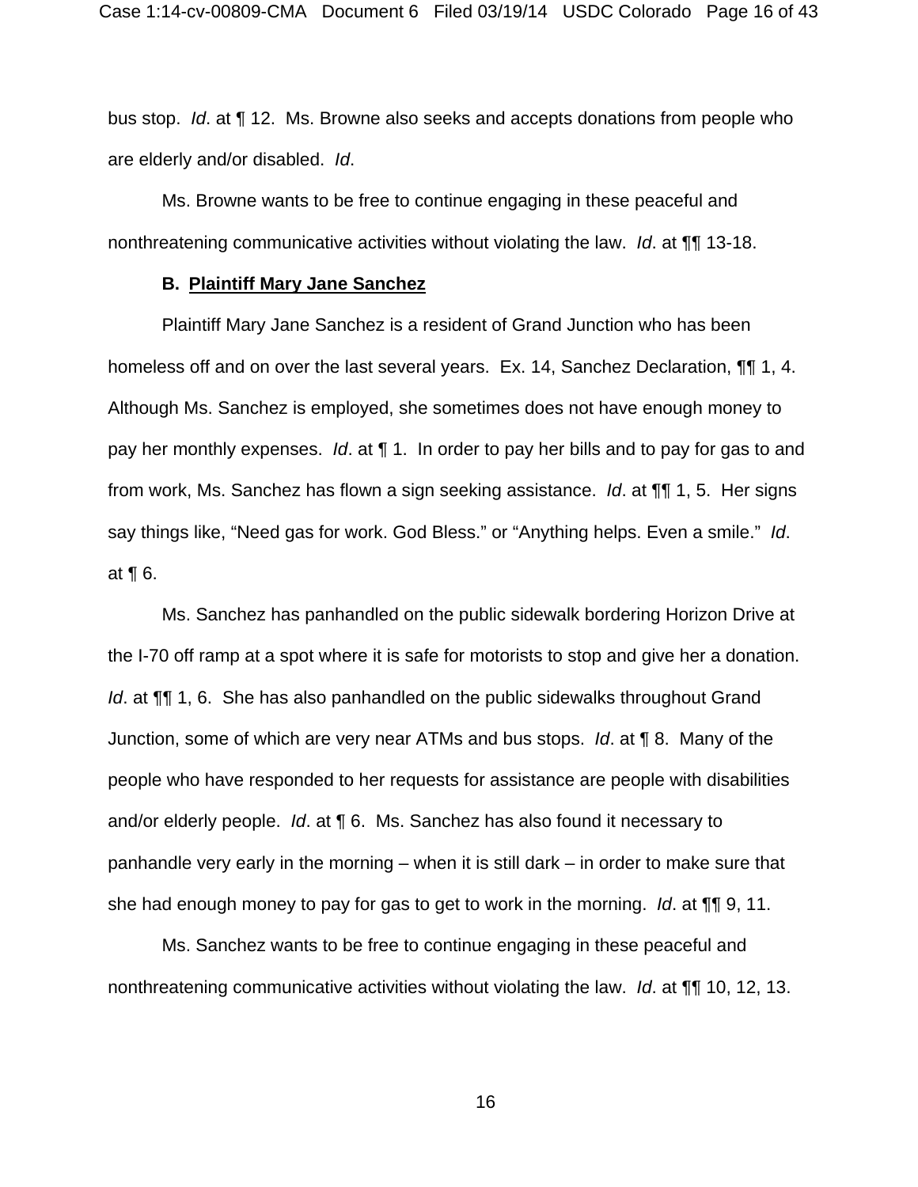bus stop. *Id*. at ¶ 12. Ms. Browne also seeks and accepts donations from people who are elderly and/or disabled. *Id*.

Ms. Browne wants to be free to continue engaging in these peaceful and nonthreatening communicative activities without violating the law. *Id*. at ¶¶ 13-18.

**B. Plaintiff Mary Jane Sanchez**

Plaintiff Mary Jane Sanchez is a resident of Grand Junction who has been homeless off and on over the last several years. Ex. 14, Sanchez Declaration, ¶¶ 1, 4. Although Ms. Sanchez is employed, she sometimes does not have enough money to pay her monthly expenses. *Id*. at ¶ 1. In order to pay her bills and to pay for gas to and from work, Ms. Sanchez has flown a sign seeking assistance. *Id*. at ¶¶ 1, 5. Her signs say things like, "Need gas for work. God Bless." or "Anything helps. Even a smile." *Id*. at ¶ 6.

Ms. Sanchez has panhandled on the public sidewalk bordering Horizon Drive at the I-70 off ramp at a spot where it is safe for motorists to stop and give her a donation. *Id*. at ¶¶ 1, 6. She has also panhandled on the public sidewalks throughout Grand Junction, some of which are very near ATMs and bus stops. *Id*. at ¶ 8. Many of the people who have responded to her requests for assistance are people with disabilities and/or elderly people. *Id*. at ¶ 6. Ms. Sanchez has also found it necessary to panhandle very early in the morning – when it is still dark – in order to make sure that she had enough money to pay for gas to get to work in the morning. *Id*. at ¶¶ 9, 11.

Ms. Sanchez wants to be free to continue engaging in these peaceful and nonthreatening communicative activities without violating the law. *Id*. at ¶¶ 10, 12, 13.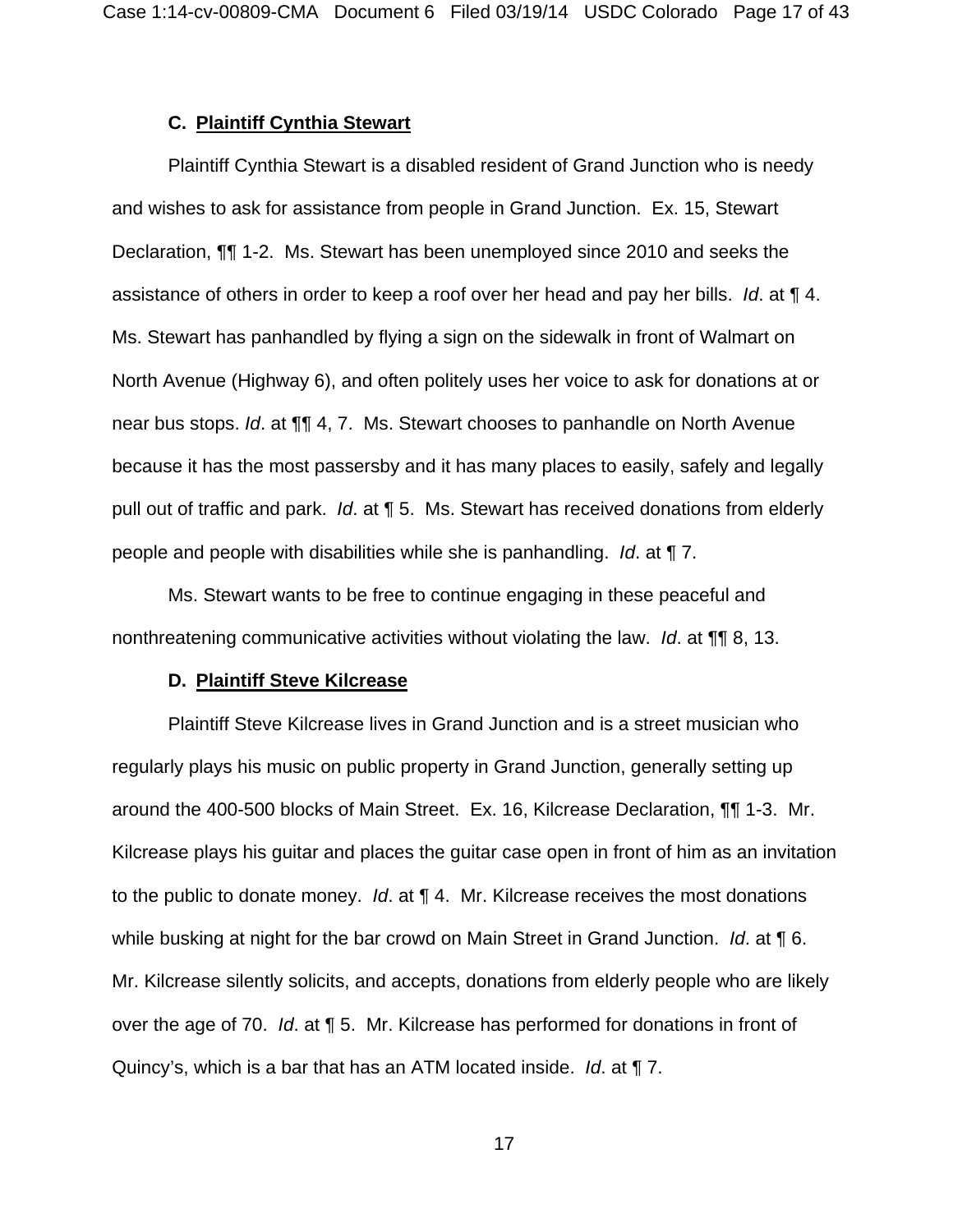### C. **Plaintiff Cynthia Stewart**

Plaintiff Cynthia Stewart is a disabled resident of Grand Junction who is needy and wishes to ask for assistance from people in Grand Junction. Ex. 15, Stewart Declaration, ¶¶ 1-2. Ms. Stewart has been unemployed since 2010 and seeks the assistance of others in order to keep a roof over her head and pay her bills. *Id*. at ¶ 4. Ms. Stewart has panhandled by flying a sign on the sidewalk in front of Walmart on North Avenue (Highway 6), and often politely uses her voice to ask for donations at or near bus stops. *Id*. at ¶¶ 4, 7. Ms. Stewart chooses to panhandle on North Avenue because it has the most passersby and it has many places to easily, safely and legally pull out of traffic and park. *Id*. at ¶ 5. Ms. Stewart has received donations from elderly people and people with disabilities while she is panhandling. *Id*. at ¶ 7.

Ms. Stewart wants to be free to continue engaging in these peaceful and nonthreatening communicative activities without violating the law. *Id*. at ¶¶ 8, 13.

### D. **Plaintiff Steve Kilcrease**

Plaintiff Steve Kilcrease lives in Grand Junction and is a street musician who regularly plays his music on public property in Grand Junction, generally setting up around the 400-500 blocks of Main Street. Ex. 16, Kilcrease Declaration, ¶¶ 1-3. Mr. Kilcrease plays his guitar and places the guitar case open in front of him as an invitation to the public to donate money. *Id*. at ¶ 4. Mr. Kilcrease receives the most donations while busking at night for the bar crowd on Main Street in Grand Junction. *Id*. at ¶ 6. Mr. Kilcrease silently solicits, and accepts, donations from elderly people who are likely over the age of 70. *Id*. at ¶ 5. Mr. Kilcrease has performed for donations in front of Quincy's, which is a bar that has an ATM located inside. *Id*. at ¶ 7.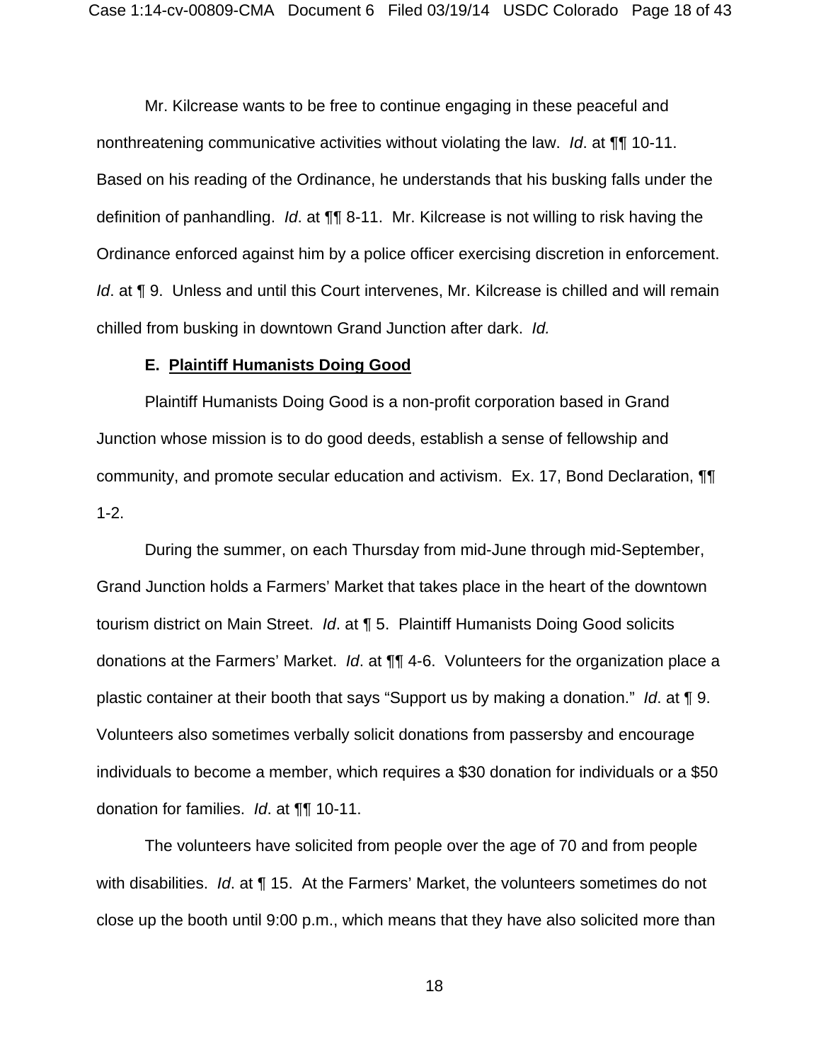Mr. Kilcrease wants to be free to continue engaging in these peaceful and nonthreatening communicative activities without violating the law. *Id*. at ¶¶ 10-11. Based on his reading of the Ordinance, he understands that his busking falls under the definition of panhandling. *Id*. at ¶¶ 8-11. Mr. Kilcrease is not willing to risk having the Ordinance enforced against him by a police officer exercising discretion in enforcement. *Id*. at ¶ 9. Unless and until this Court intervenes, Mr. Kilcrease is chilled and will remain chilled from busking in downtown Grand Junction after dark. *Id.*

**E. <u>Plaintiff Humanists Doing Good</u>**

Plaintiff Humanists Doing Good is a non-profit corporation based in Grand Junction whose mission is to do good deeds, establish a sense of fellowship and community, and promote secular education and activism. Ex. 17, Bond Declaration, ¶¶ 1-2.

During the summer, on each Thursday from mid-June through mid-September, Grand Junction holds a Farmers' Market that takes place in the heart of the downtown tourism district on Main Street. *Id*. at ¶ 5. Plaintiff Humanists Doing Good solicits donations at the Farmers' Market. *Id*. at ¶¶ 4-6. Volunteers for the organization place a plastic container at their booth that says "Support us by making a donation." *Id*. at ¶ 9. Volunteers also sometimes verbally solicit donations from passersby and encourage individuals to become a member, which requires a $30 donation for individuals or a $50 donation for families. *Id*. at ¶¶ 10-11.

The volunteers have solicited from people over the age of 70 and from people with disabilities. *Id*. at ¶ 15. At the Farmers' Market, the volunteers sometimes do not close up the booth until 9:00 p.m., which means that they have also solicited more than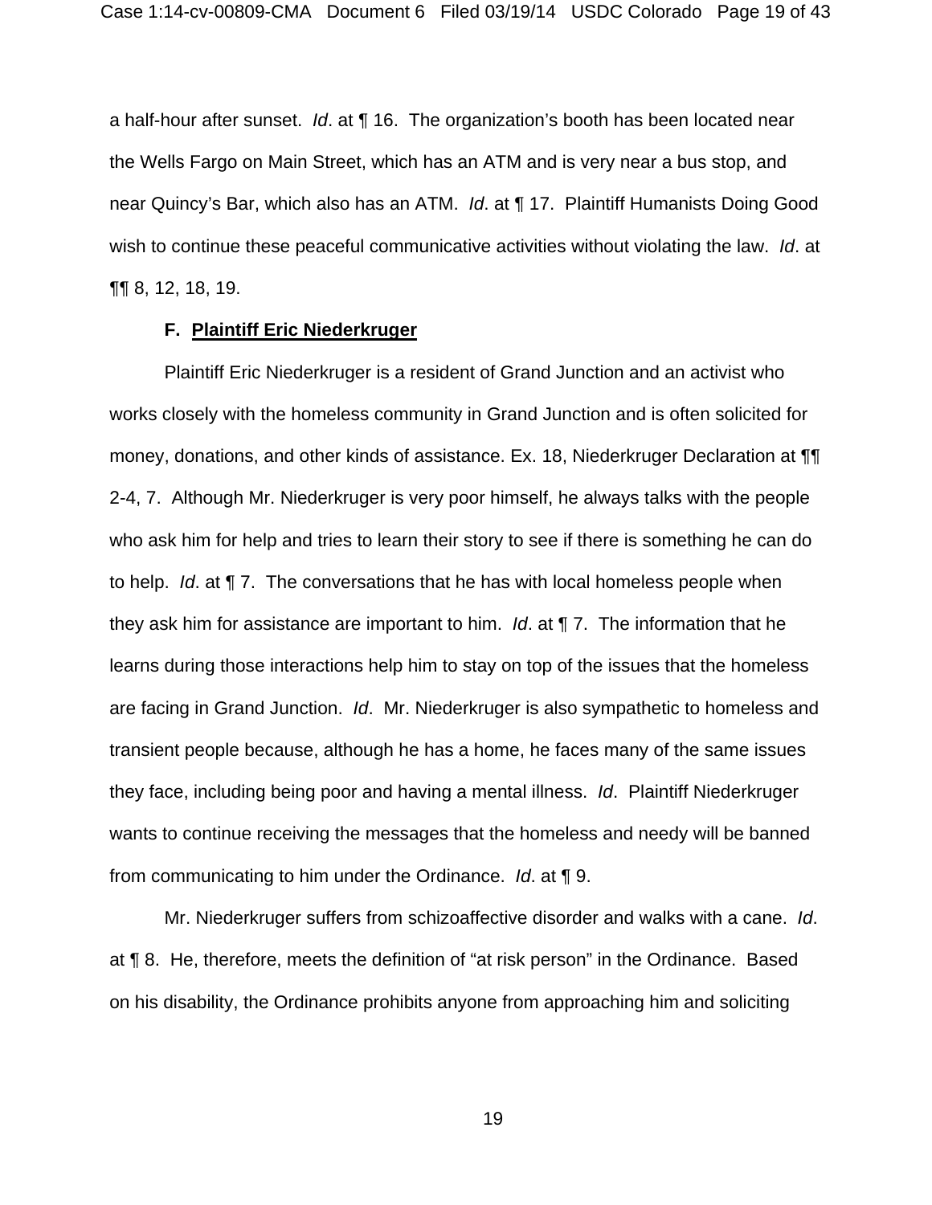a half-hour after sunset. *Id*. at ¶ 16. The organization's booth has been located near the Wells Fargo on Main Street, which has an ATM and is very near a bus stop, and near Quincy's Bar, which also has an ATM. *Id*. at ¶ 17. Plaintiff Humanists Doing Good wish to continue these peaceful communicative activities without violating the law. *Id*. at ¶¶ 8, 12, 18, 19.

### F. <u>Plaintiff Eric Niederkruger</u>

Plaintiff Eric Niederkruger is a resident of Grand Junction and an activist who works closely with the homeless community in Grand Junction and is often solicited for money, donations, and other kinds of assistance. Ex. 18, Niederkruger Declaration at ¶¶ 2-4, 7. Although Mr. Niederkruger is very poor himself, he always talks with the people who ask him for help and tries to learn their story to see if there is something he can do to help. *Id*. at ¶ 7. The conversations that he has with local homeless people when they ask him for assistance are important to him. *Id*. at ¶ 7. The information that he learns during those interactions help him to stay on top of the issues that the homeless are facing in Grand Junction. *Id*. Mr. Niederkruger is also sympathetic to homeless and transient people because, although he has a home, he faces many of the same issues they face, including being poor and having a mental illness. *Id*. Plaintiff Niederkruger wants to continue receiving the messages that the homeless and needy will be banned from communicating to him under the Ordinance. *Id*. at ¶ 9.

Mr. Niederkruger suffers from schizoaffective disorder and walks with a cane. *Id*. at ¶ 8. He, therefore, meets the definition of "at risk person" in the Ordinance. Based on his disability, the Ordinance prohibits anyone from approaching him and soliciting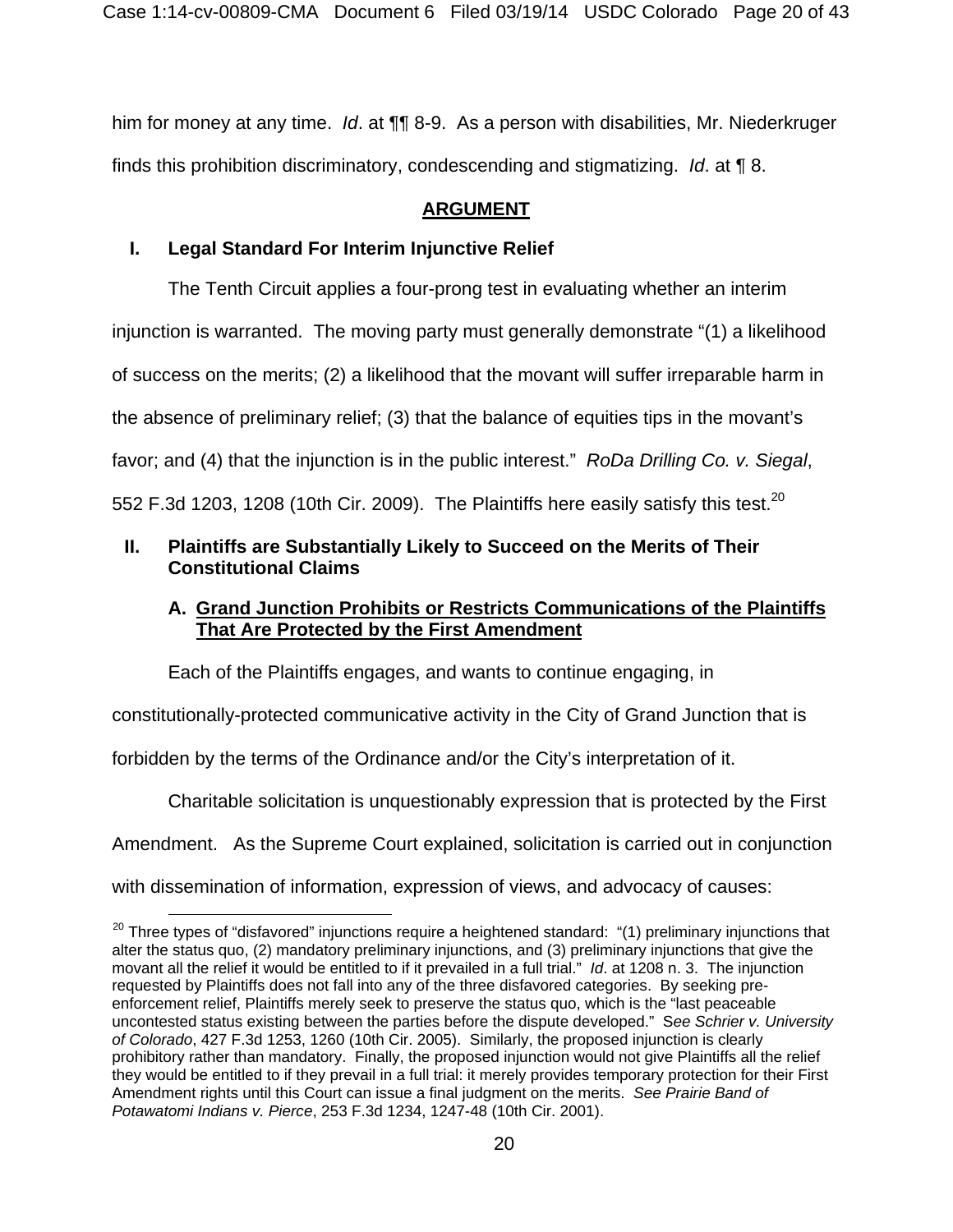him for money at any time. *Id*. at ¶¶ 8-9. As a person with disabilities, Mr. Niederkruger finds this prohibition discriminatory, condescending and stigmatizing. *Id*. at ¶ 8.

## ARGUMENT

### I. Legal Standard For Interim Injunctive Relief

The Tenth Circuit applies a four-prong test in evaluating whether an interim injunction is warranted. The moving party must generally demonstrate "(1) a likelihood of success on the merits; (2) a likelihood that the movant will suffer irreparable harm in the absence of preliminary relief; (3) that the balance of equities tips in the movant's favor; and (4) that the injunction is in the public interest." *RoDa Drilling Co. v. Siegal*, 552 F.3d 1203, 1208 (10th Cir. 2009). The Plaintiffs here easily satisfy this test.[20]

### II. Plaintiffs are Substantially Likely to Succeed on the Merits of Their Constitutional Claims

#### A. Grand Junction Prohibits or Restricts Communications of the Plaintiffs That Are Protected by the First Amendment

Each of the Plaintiffs engages, and wants to continue engaging, in constitutionally-protected communicative activity in the City of Grand Junction that is forbidden by the terms of the Ordinance and/or the City's interpretation of it.

Charitable solicitation is unquestionably expression that is protected by the First Amendment. As the Supreme Court explained, solicitation is carried out in conjunction with dissemination of information, expression of views, and advocacy of causes:

---

[20] Three types of "disfavored" injunctions require a heightened standard: "(1) preliminary injunctions that alter the status quo, (2) mandatory preliminary injunctions, and (3) preliminary injunctions that give the movant all the relief it would be entitled to if it prevailed in a full trial." *Id*. at 1208 n. 3. The injunction requested by Plaintiffs does not fall into any of the three disfavored categories. By seeking pre-enforcement relief, Plaintiffs merely seek to preserve the status quo, which is the "last peaceable uncontested status existing between the parties before the dispute developed." S*ee Schrier v. University of Colorado*, 427 F.3d 1253, 1260 (10th Cir. 2005). Similarly, the proposed injunction is clearly prohibitory rather than mandatory. Finally, the proposed injunction would not give Plaintiffs all the relief they would be entitled to if they prevail in a full trial: it merely provides temporary protection for their First Amendment rights until this Court can issue a final judgment on the merits. *See Prairie Band of Potawatomi Indians v. Pierce*, 253 F.3d 1234, 1247-48 (10th Cir. 2001).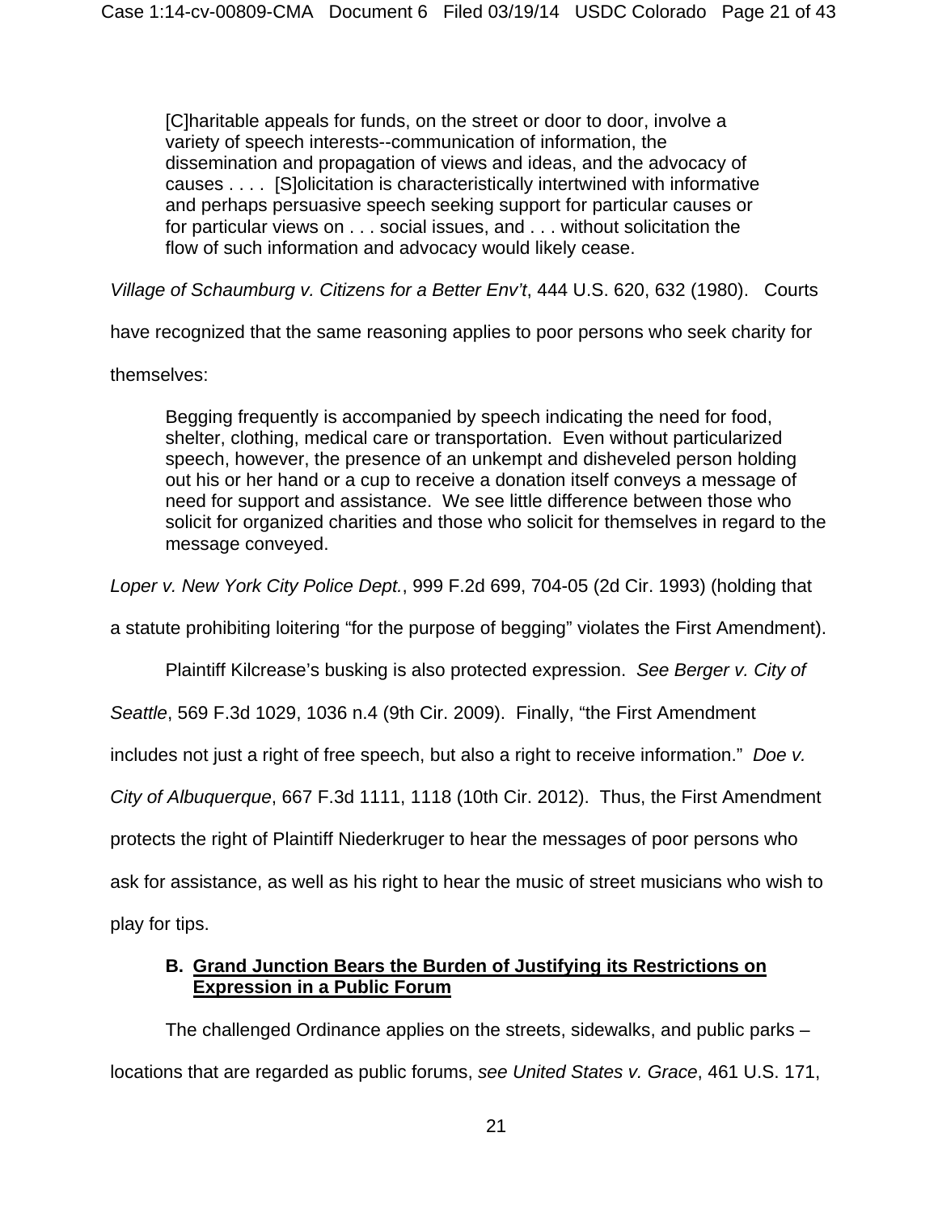> [C]haritable appeals for funds, on the street or door to door, involve a variety of speech interests--communication of information, the dissemination and propagation of views and ideas, and the advocacy of causes . . . . [S]olicitation is characteristically intertwined with informative and perhaps persuasive speech seeking support for particular causes or for particular views on . . . social issues, and . . . without solicitation the flow of such information and advocacy would likely cease.

*Village of Schaumburg v. Citizens for a Better Env't*, 444 U.S. 620, 632 (1980). Courts have recognized that the same reasoning applies to poor persons who seek charity for themselves:

> Begging frequently is accompanied by speech indicating the need for food, shelter, clothing, medical care or transportation. Even without particularized speech, however, the presence of an unkempt and disheveled person holding out his or her hand or a cup to receive a donation itself conveys a message of need for support and assistance. We see little difference between those who solicit for organized charities and those who solicit for themselves in regard to the message conveyed.

*Loper v. New York City Police Dept.*, 999 F.2d 699, 704-05 (2d Cir. 1993) (holding that a statute prohibiting loitering "for the purpose of begging" violates the First Amendment).

Plaintiff Kilcrease's busking is also protected expression. *See Berger v. City of Seattle*, 569 F.3d 1029, 1036 n.4 (9th Cir. 2009). Finally, "the First Amendment includes not just a right of free speech, but also a right to receive information." *Doe v. City of Albuquerque*, 667 F.3d 1111, 1118 (10th Cir. 2012). Thus, the First Amendment protects the right of Plaintiff Niederkruger to hear the messages of poor persons who ask for assistance, as well as his right to hear the music of street musicians who wish to play for tips.

### B. <u>Grand Junction Bears the Burden of Justifying its Restrictions on Expression in a Public Forum</u>

The challenged Ordinance applies on the streets, sidewalks, and public parks – locations that are regarded as public forums, *see United States v. Grace*, 461 U.S. 171,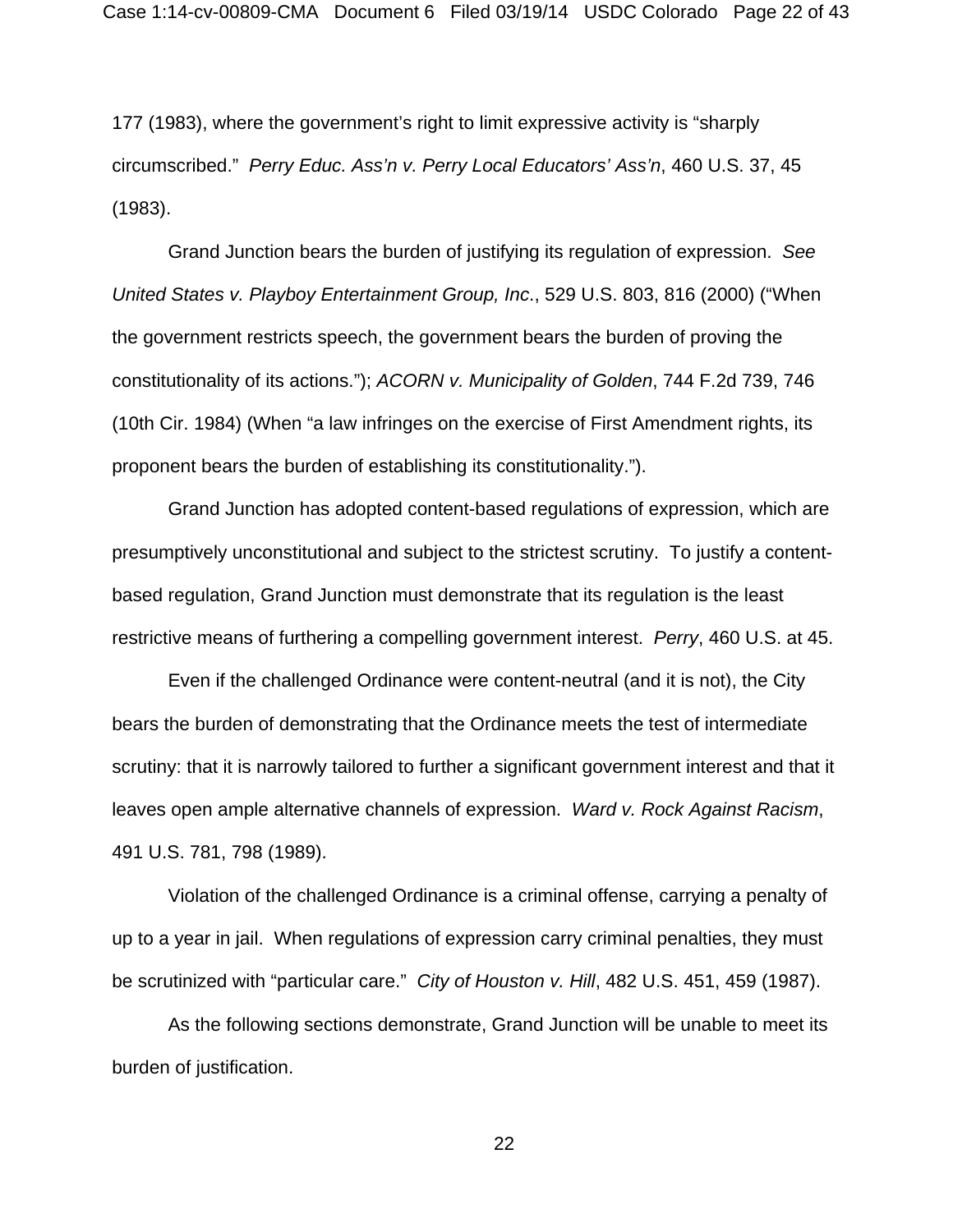177 (1983), where the government's right to limit expressive activity is "sharply circumscribed." *Perry Educ. Ass'n v. Perry Local Educators' Ass'n*, 460 U.S. 37, 45 (1983).

Grand Junction bears the burden of justifying its regulation of expression. *See United States v. Playboy Entertainment Group, Inc*., 529 U.S. 803, 816 (2000) ("When the government restricts speech, the government bears the burden of proving the constitutionality of its actions."); *ACORN v. Municipality of Golden*, 744 F.2d 739, 746 (10th Cir. 1984) (When "a law infringes on the exercise of First Amendment rights, its proponent bears the burden of establishing its constitutionality.").

Grand Junction has adopted content-based regulations of expression, which are presumptively unconstitutional and subject to the strictest scrutiny. To justify a content-based regulation, Grand Junction must demonstrate that its regulation is the least restrictive means of furthering a compelling government interest. *Perry*, 460 U.S. at 45.

Even if the challenged Ordinance were content-neutral (and it is not), the City bears the burden of demonstrating that the Ordinance meets the test of intermediate scrutiny: that it is narrowly tailored to further a significant government interest and that it leaves open ample alternative channels of expression. *Ward v. Rock Against Racism*, 491 U.S. 781, 798 (1989).

Violation of the challenged Ordinance is a criminal offense, carrying a penalty of up to a year in jail. When regulations of expression carry criminal penalties, they must be scrutinized with "particular care." *City of Houston v. Hill*, 482 U.S. 451, 459 (1987).

As the following sections demonstrate, Grand Junction will be unable to meet its burden of justification.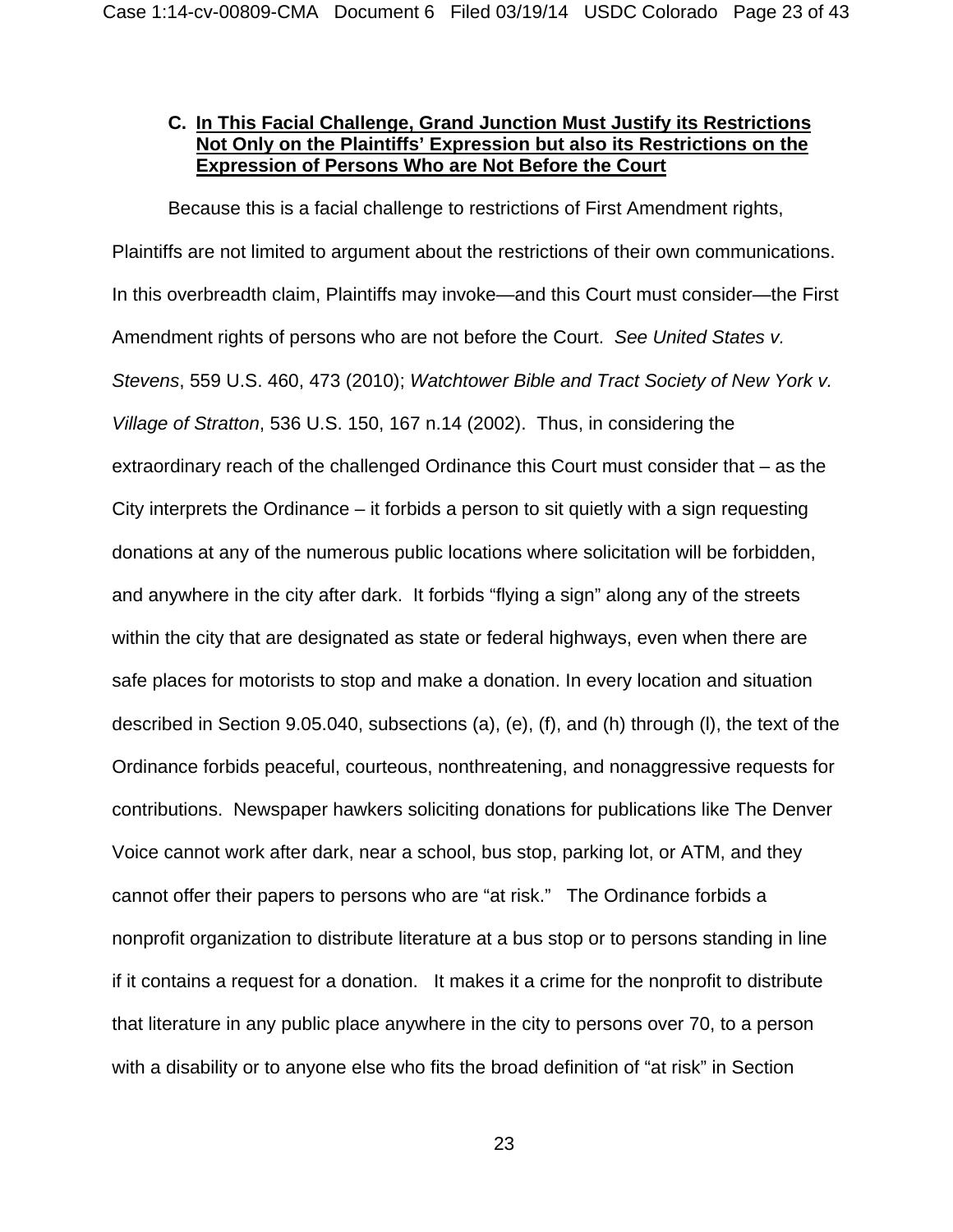### C. <u>In This Facial Challenge, Grand Junction Must Justify its Restrictions Not Only on the Plaintiffs' Expression but also its Restrictions on the Expression of Persons Who are Not Before the Court</u>

Because this is a facial challenge to restrictions of First Amendment rights, Plaintiffs are not limited to argument about the restrictions of their own communications. In this overbreadth claim, Plaintiffs may invoke—and this Court must consider—the First Amendment rights of persons who are not before the Court. *See United States v. Stevens*, 559 U.S. 460, 473 (2010); *Watchtower Bible and Tract Society of New York v. Village of Stratton*, 536 U.S. 150, 167 n.14 (2002). Thus, in considering the extraordinary reach of the challenged Ordinance this Court must consider that – as the City interprets the Ordinance – it forbids a person to sit quietly with a sign requesting donations at any of the numerous public locations where solicitation will be forbidden, and anywhere in the city after dark. It forbids "flying a sign" along any of the streets within the city that are designated as state or federal highways, even when there are safe places for motorists to stop and make a donation. In every location and situation described in Section 9.05.040, subsections (a), (e), (f), and (h) through (l), the text of the Ordinance forbids peaceful, courteous, nonthreatening, and nonaggressive requests for contributions. Newspaper hawkers soliciting donations for publications like The Denver Voice cannot work after dark, near a school, bus stop, parking lot, or ATM, and they cannot offer their papers to persons who are "at risk." The Ordinance forbids a nonprofit organization to distribute literature at a bus stop or to persons standing in line if it contains a request for a donation. It makes it a crime for the nonprofit to distribute that literature in any public place anywhere in the city to persons over 70, to a person with a disability or to anyone else who fits the broad definition of "at risk" in Section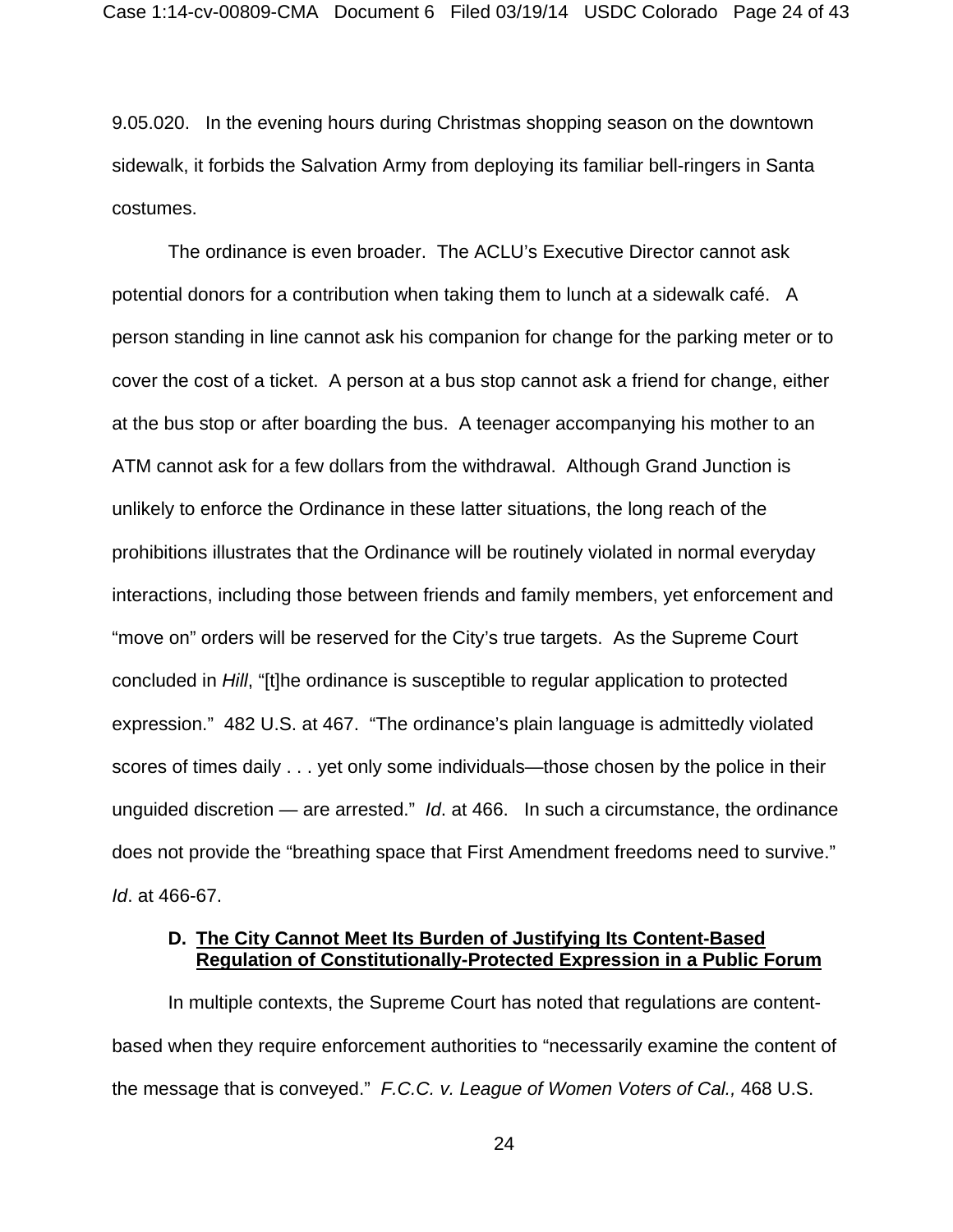9.05.020. In the evening hours during Christmas shopping season on the downtown sidewalk, it forbids the Salvation Army from deploying its familiar bell-ringers in Santa costumes.

The ordinance is even broader. The ACLU's Executive Director cannot ask potential donors for a contribution when taking them to lunch at a sidewalk café. A person standing in line cannot ask his companion for change for the parking meter or to cover the cost of a ticket. A person at a bus stop cannot ask a friend for change, either at the bus stop or after boarding the bus. A teenager accompanying his mother to an ATM cannot ask for a few dollars from the withdrawal. Although Grand Junction is unlikely to enforce the Ordinance in these latter situations, the long reach of the prohibitions illustrates that the Ordinance will be routinely violated in normal everyday interactions, including those between friends and family members, yet enforcement and "move on" orders will be reserved for the City's true targets. As the Supreme Court concluded in *Hill*, "[t]he ordinance is susceptible to regular application to protected expression." 482 U.S. at 467. "The ordinance's plain language is admittedly violated scores of times daily . . . yet only some individuals—those chosen by the police in their unguided discretion — are arrested." *Id*. at 466. In such a circumstance, the ordinance does not provide the "breathing space that First Amendment freedoms need to survive." *Id*. at 466-67.

### D. The City Cannot Meet Its Burden of Justifying Its Content-Based Regulation of Constitutionally-Protected Expression in a Public Forum

In multiple contexts, the Supreme Court has noted that regulations are content-based when they require enforcement authorities to "necessarily examine the content of the message that is conveyed." *F.C.C. v. League of Women Voters of Cal.,* 468 U.S.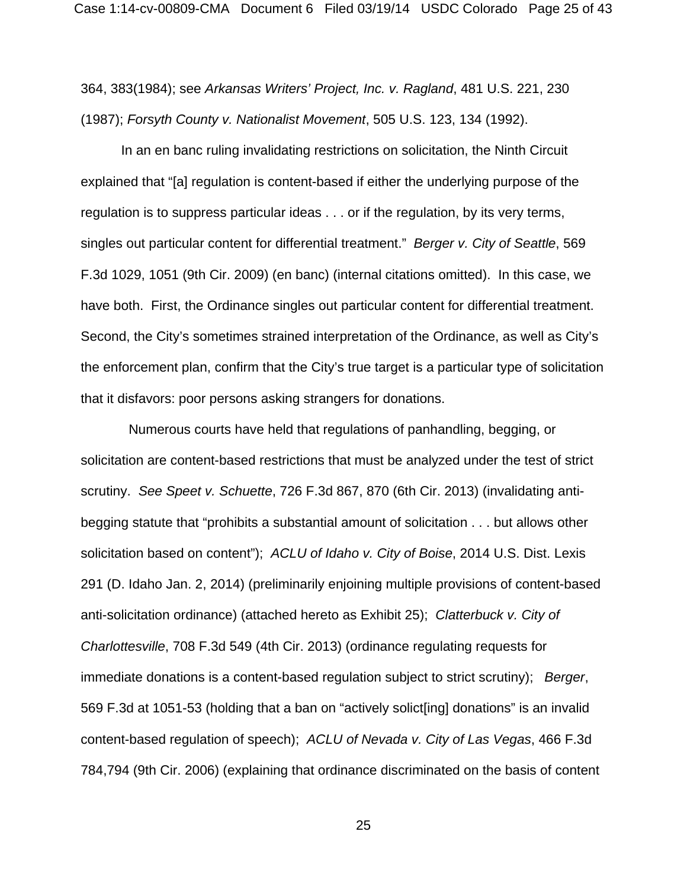364, 383(1984); see *Arkansas Writers' Project, Inc. v. Ragland*, 481 U.S. 221, 230 (1987); *Forsyth County v. Nationalist Movement*, 505 U.S. 123, 134 (1992).

In an en banc ruling invalidating restrictions on solicitation, the Ninth Circuit explained that "[a] regulation is content-based if either the underlying purpose of the regulation is to suppress particular ideas . . . or if the regulation, by its very terms, singles out particular content for differential treatment." *Berger v. City of Seattle*, 569 F.3d 1029, 1051 (9th Cir. 2009) (en banc) (internal citations omitted). In this case, we have both. First, the Ordinance singles out particular content for differential treatment. Second, the City's sometimes strained interpretation of the Ordinance, as well as City's the enforcement plan, confirm that the City's true target is a particular type of solicitation that it disfavors: poor persons asking strangers for donations.

Numerous courts have held that regulations of panhandling, begging, or solicitation are content-based restrictions that must be analyzed under the test of strict scrutiny. *See Speet v. Schuette*, 726 F.3d 867, 870 (6th Cir. 2013) (invalidating anti-begging statute that "prohibits a substantial amount of solicitation . . . but allows other solicitation based on content"); *ACLU of Idaho v. City of Boise*, 2014 U.S. Dist. Lexis 291 (D. Idaho Jan. 2, 2014) (preliminarily enjoining multiple provisions of content-based anti-solicitation ordinance) (attached hereto as Exhibit 25); *Clatterbuck v. City of Charlottesville*, 708 F.3d 549 (4th Cir. 2013) (ordinance regulating requests for immediate donations is a content-based regulation subject to strict scrutiny); *Berger*, 569 F.3d at 1051-53 (holding that a ban on "actively solict[ing] donations" is an invalid content-based regulation of speech); *ACLU of Nevada v. City of Las Vegas*, 466 F.3d 784,794 (9th Cir. 2006) (explaining that ordinance discriminated on the basis of content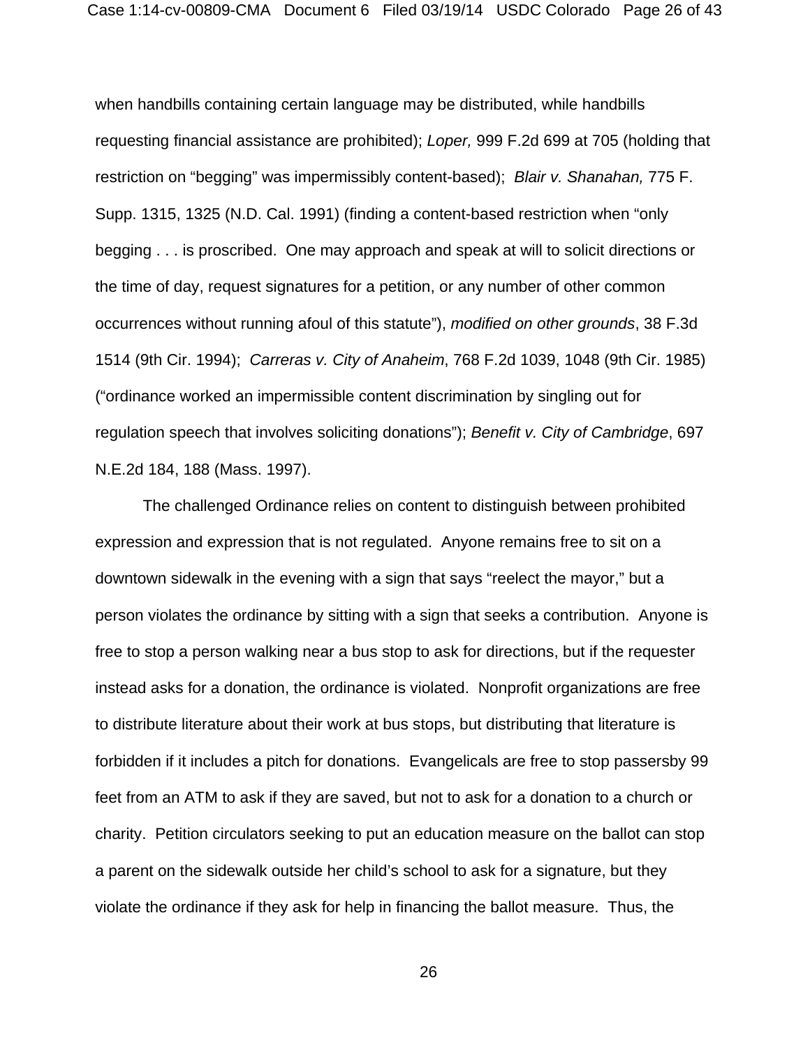when handbills containing certain language may be distributed, while handbills requesting financial assistance are prohibited); *Loper,* 999 F.2d 699 at 705 (holding that restriction on "begging" was impermissibly content-based); *Blair v. Shanahan,* 775 F. Supp. 1315, 1325 (N.D. Cal. 1991) (finding a content-based restriction when "only begging . . . is proscribed. One may approach and speak at will to solicit directions or the time of day, request signatures for a petition, or any number of other common occurrences without running afoul of this statute"), *modified on other grounds*, 38 F.3d 1514 (9th Cir. 1994); *Carreras v. City of Anaheim*, 768 F.2d 1039, 1048 (9th Cir. 1985) ("ordinance worked an impermissible content discrimination by singling out for regulation speech that involves soliciting donations"); *Benefit v. City of Cambridge*, 697 N.E.2d 184, 188 (Mass. 1997).

The challenged Ordinance relies on content to distinguish between prohibited expression and expression that is not regulated. Anyone remains free to sit on a downtown sidewalk in the evening with a sign that says "reelect the mayor," but a person violates the ordinance by sitting with a sign that seeks a contribution. Anyone is free to stop a person walking near a bus stop to ask for directions, but if the requester instead asks for a donation, the ordinance is violated. Nonprofit organizations are free to distribute literature about their work at bus stops, but distributing that literature is forbidden if it includes a pitch for donations. Evangelicals are free to stop passersby 99 feet from an ATM to ask if they are saved, but not to ask for a donation to a church or charity. Petition circulators seeking to put an education measure on the ballot can stop a parent on the sidewalk outside her child's school to ask for a signature, but they violate the ordinance if they ask for help in financing the ballot measure. Thus, the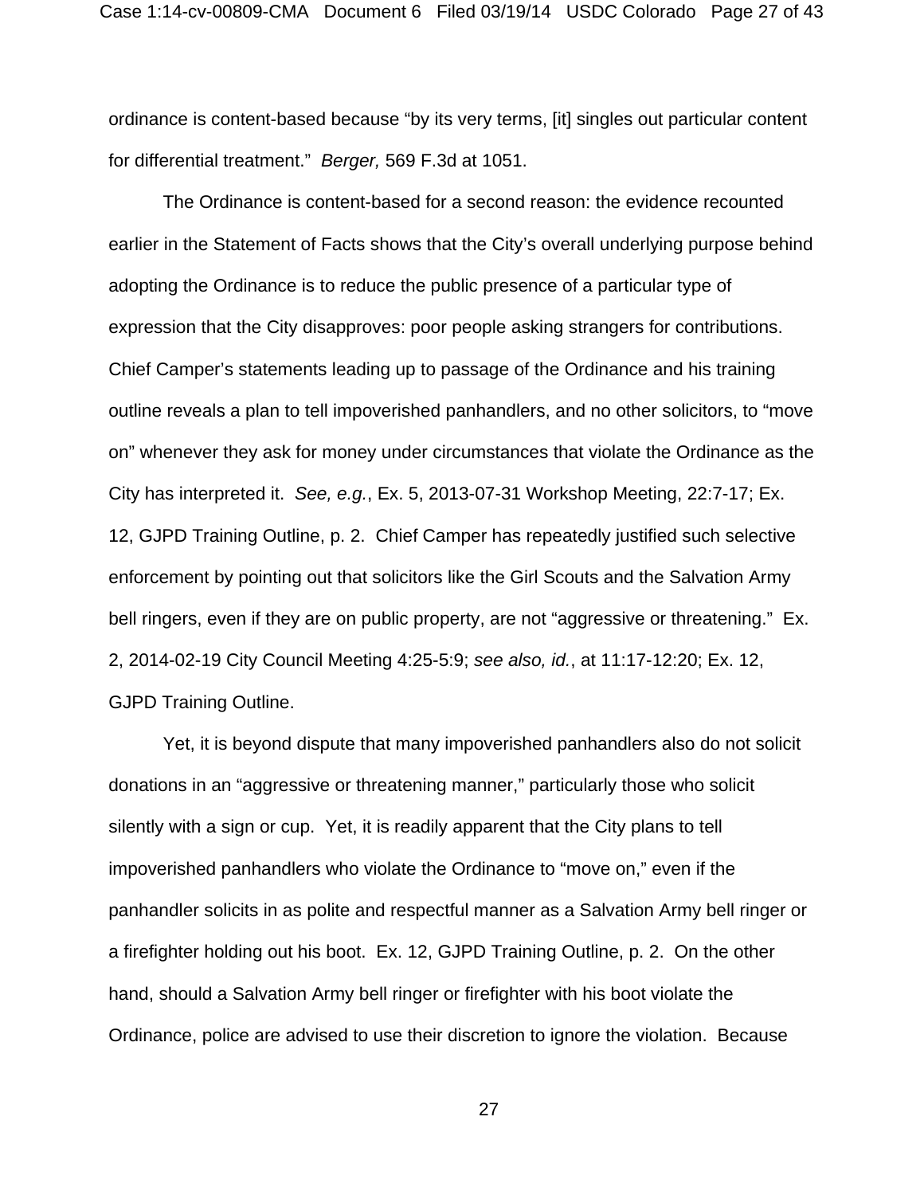ordinance is content-based because "by its very terms, [it] singles out particular content for differential treatment." *Berger,* 569 F.3d at 1051.

The Ordinance is content-based for a second reason: the evidence recounted earlier in the Statement of Facts shows that the City's overall underlying purpose behind adopting the Ordinance is to reduce the public presence of a particular type of expression that the City disapproves: poor people asking strangers for contributions. Chief Camper's statements leading up to passage of the Ordinance and his training outline reveals a plan to tell impoverished panhandlers, and no other solicitors, to "move on" whenever they ask for money under circumstances that violate the Ordinance as the City has interpreted it. *See, e.g.*, Ex. 5, 2013-07-31 Workshop Meeting, 22:7-17; Ex. 12, GJPD Training Outline, p. 2. Chief Camper has repeatedly justified such selective enforcement by pointing out that solicitors like the Girl Scouts and the Salvation Army bell ringers, even if they are on public property, are not "aggressive or threatening." Ex. 2, 2014-02-19 City Council Meeting 4:25-5:9; *see also, id.*, at 11:17-12:20; Ex. 12, GJPD Training Outline.

Yet, it is beyond dispute that many impoverished panhandlers also do not solicit donations in an "aggressive or threatening manner," particularly those who solicit silently with a sign or cup. Yet, it is readily apparent that the City plans to tell impoverished panhandlers who violate the Ordinance to "move on," even if the panhandler solicits in as polite and respectful manner as a Salvation Army bell ringer or a firefighter holding out his boot. Ex. 12, GJPD Training Outline, p. 2. On the other hand, should a Salvation Army bell ringer or firefighter with his boot violate the Ordinance, police are advised to use their discretion to ignore the violation. Because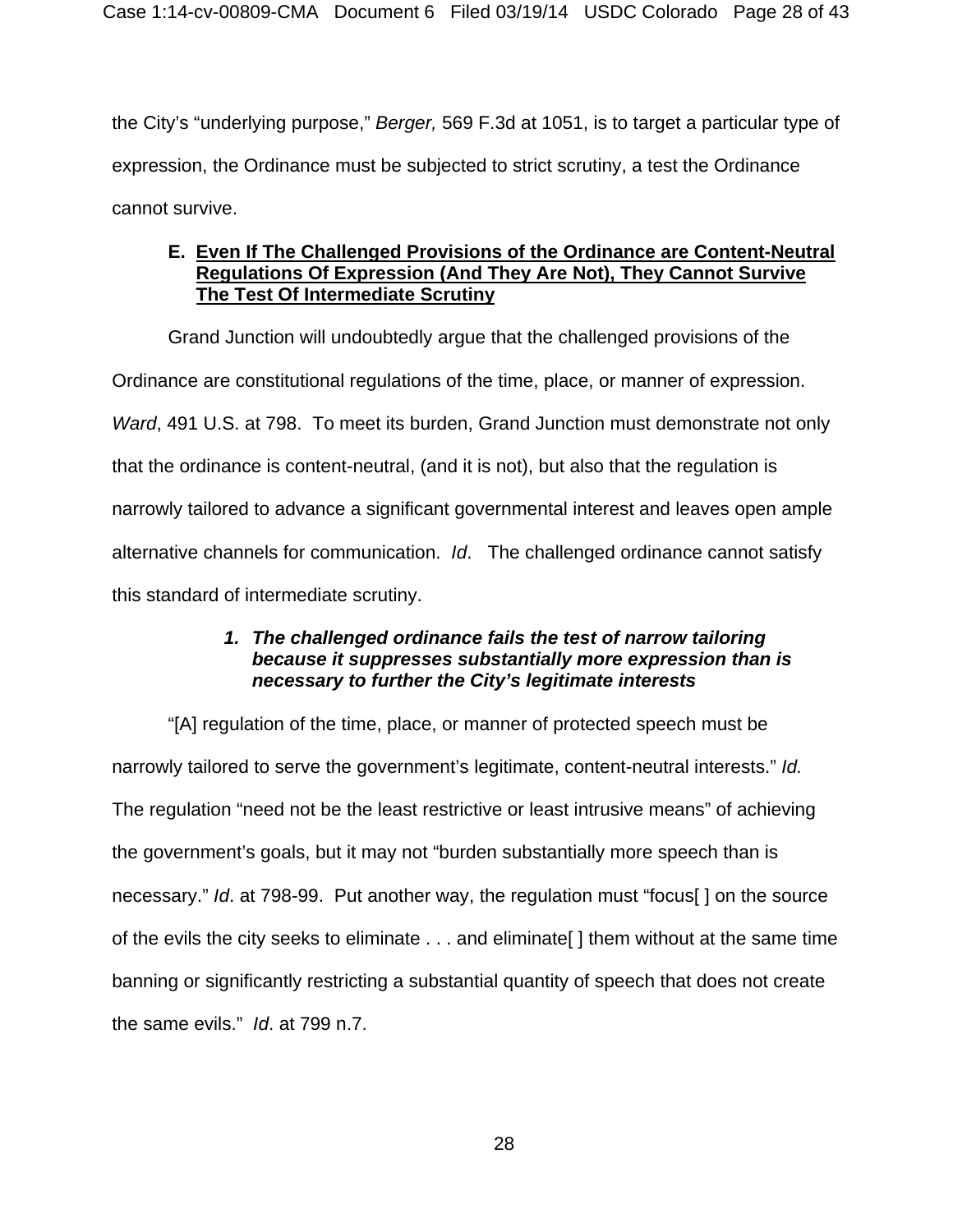the City's "underlying purpose," *Berger,* 569 F.3d at 1051, is to target a particular type of expression, the Ordinance must be subjected to strict scrutiny, a test the Ordinance cannot survive.

### E. Even If The Challenged Provisions of the Ordinance are Content-Neutral Regulations Of Expression (And They Are Not), They Cannot Survive The Test Of Intermediate Scrutiny

Grand Junction will undoubtedly argue that the challenged provisions of the Ordinance are constitutional regulations of the time, place, or manner of expression. *Ward*, 491 U.S. at 798. To meet its burden, Grand Junction must demonstrate not only that the ordinance is content-neutral, (and it is not), but also that the regulation is narrowly tailored to advance a significant governmental interest and leaves open ample alternative channels for communication. *Id*. The challenged ordinance cannot satisfy this standard of intermediate scrutiny.

#### *1. The challenged ordinance fails the test of narrow tailoring because it suppresses substantially more expression than is necessary to further the City's legitimate interests*

"[A] regulation of the time, place, or manner of protected speech must be narrowly tailored to serve the government's legitimate, content-neutral interests." *Id.* The regulation "need not be the least restrictive or least intrusive means" of achieving the government's goals, but it may not "burden substantially more speech than is necessary." *Id*. at 798-99. Put another way, the regulation must "focus[ ] on the source of the evils the city seeks to eliminate . . . and eliminate[ ] them without at the same time banning or significantly restricting a substantial quantity of speech that does not create the same evils." *Id*. at 799 n.7.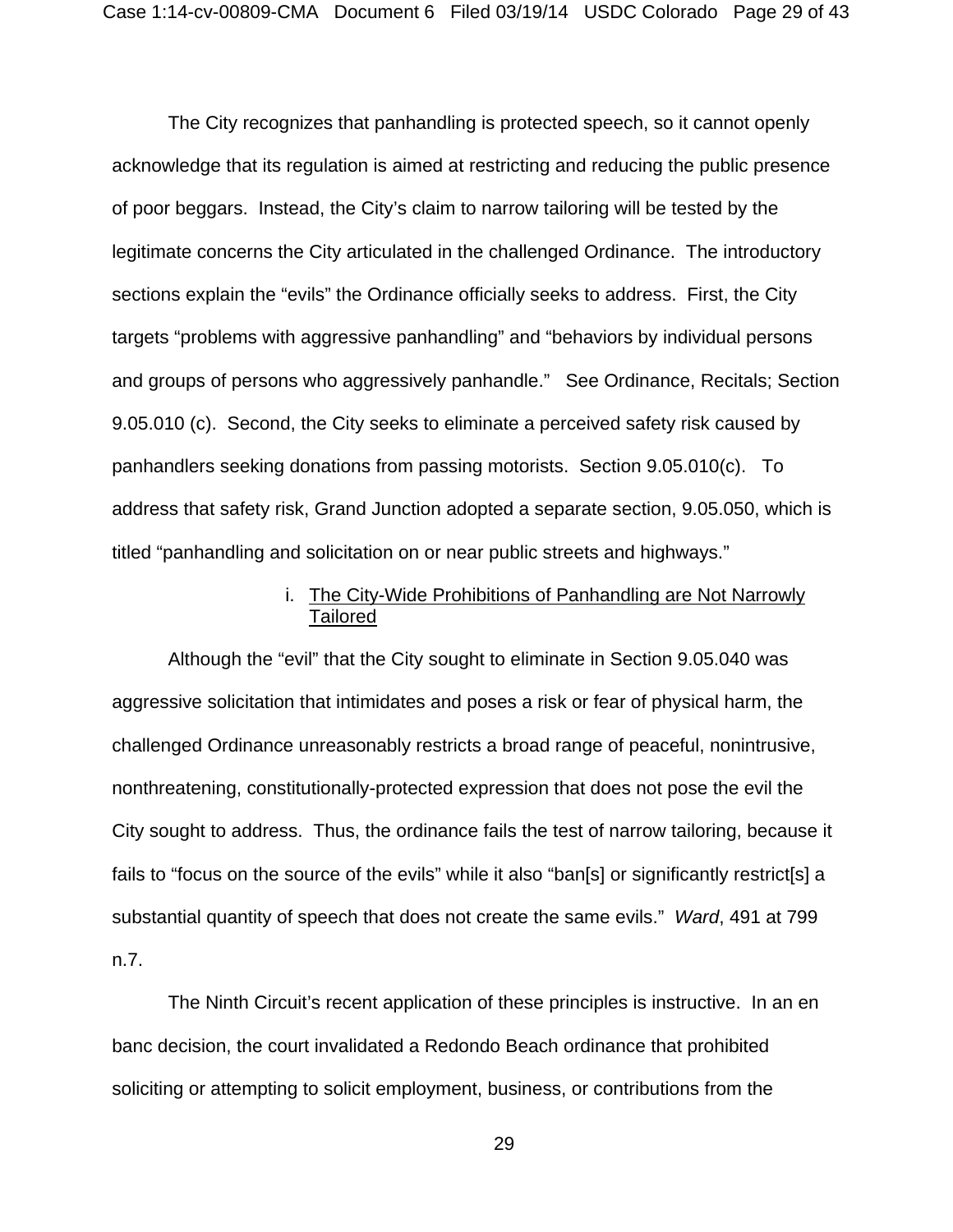The City recognizes that panhandling is protected speech, so it cannot openly acknowledge that its regulation is aimed at restricting and reducing the public presence of poor beggars. Instead, the City's claim to narrow tailoring will be tested by the legitimate concerns the City articulated in the challenged Ordinance. The introductory sections explain the "evils" the Ordinance officially seeks to address. First, the City targets "problems with aggressive panhandling" and "behaviors by individual persons and groups of persons who aggressively panhandle." See Ordinance, Recitals; Section 9.05.010 (c). Second, the City seeks to eliminate a perceived safety risk caused by panhandlers seeking donations from passing motorists. Section 9.05.010(c). To address that safety risk, Grand Junction adopted a separate section, 9.05.050, which is titled "panhandling and solicitation on or near public streets and highways."

i. <u>The City-Wide Prohibitions of Panhandling are Not Narrowly Tailored</u>

Although the "evil" that the City sought to eliminate in Section 9.05.040 was aggressive solicitation that intimidates and poses a risk or fear of physical harm, the challenged Ordinance unreasonably restricts a broad range of peaceful, nonintrusive, nonthreatening, constitutionally-protected expression that does not pose the evil the City sought to address. Thus, the ordinance fails the test of narrow tailoring, because it fails to "focus on the source of the evils" while it also "ban[s] or significantly restrict[s] a substantial quantity of speech that does not create the same evils." *Ward*, 491 at 799 n.7.

The Ninth Circuit's recent application of these principles is instructive. In an en banc decision, the court invalidated a Redondo Beach ordinance that prohibited soliciting or attempting to solicit employment, business, or contributions from the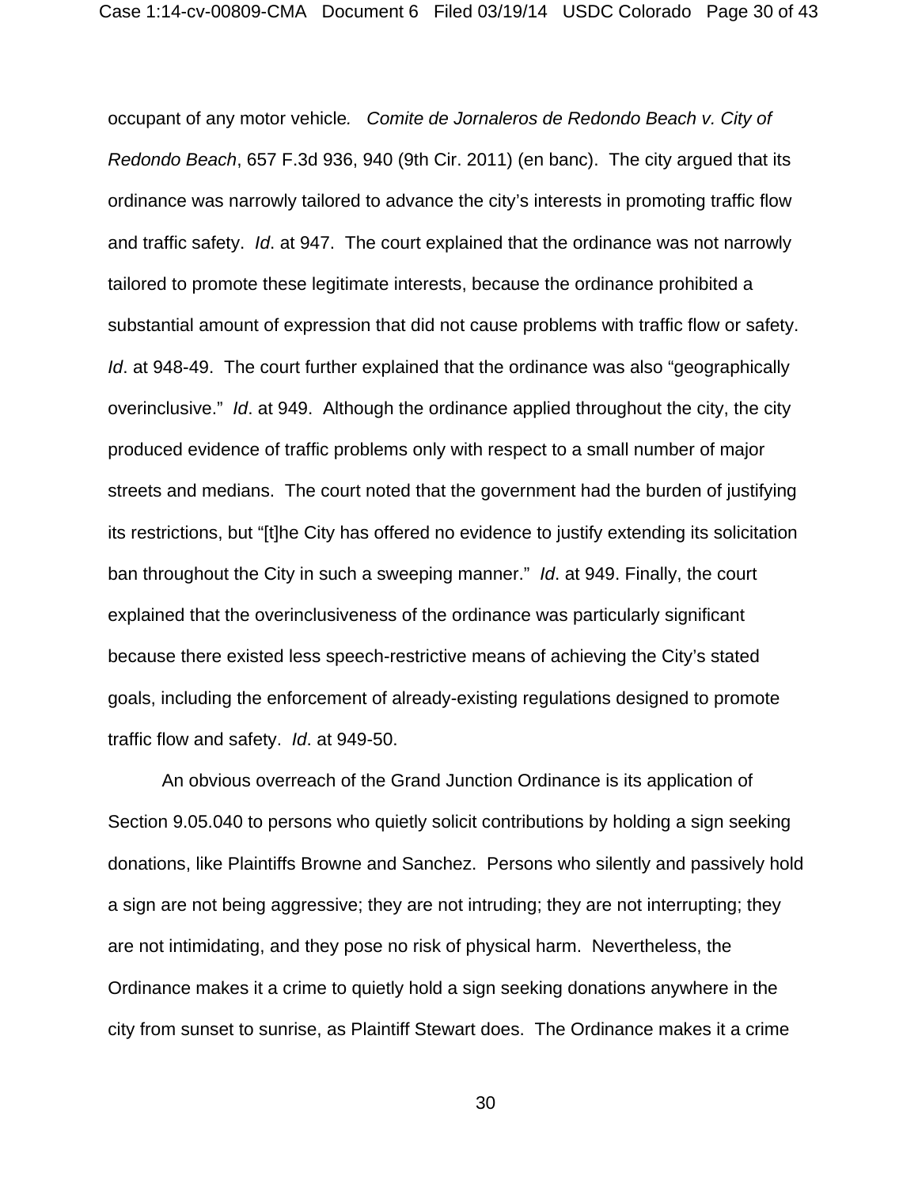occupant of any motor vehicle. *Comite de Jornaleros de Redondo Beach v. City of Redondo Beach*, 657 F.3d 936, 940 (9th Cir. 2011) (en banc). The city argued that its ordinance was narrowly tailored to advance the city's interests in promoting traffic flow and traffic safety. *Id*. at 947. The court explained that the ordinance was not narrowly tailored to promote these legitimate interests, because the ordinance prohibited a substantial amount of expression that did not cause problems with traffic flow or safety. *Id*. at 948-49. The court further explained that the ordinance was also "geographically overinclusive." *Id*. at 949. Although the ordinance applied throughout the city, the city produced evidence of traffic problems only with respect to a small number of major streets and medians. The court noted that the government had the burden of justifying its restrictions, but "[t]he City has offered no evidence to justify extending its solicitation ban throughout the City in such a sweeping manner." *Id*. at 949. Finally, the court explained that the overinclusiveness of the ordinance was particularly significant because there existed less speech-restrictive means of achieving the City's stated goals, including the enforcement of already-existing regulations designed to promote traffic flow and safety. *Id*. at 949-50.

An obvious overreach of the Grand Junction Ordinance is its application of Section 9.05.040 to persons who quietly solicit contributions by holding a sign seeking donations, like Plaintiffs Browne and Sanchez. Persons who silently and passively hold a sign are not being aggressive; they are not intruding; they are not interrupting; they are not intimidating, and they pose no risk of physical harm. Nevertheless, the Ordinance makes it a crime to quietly hold a sign seeking donations anywhere in the city from sunset to sunrise, as Plaintiff Stewart does. The Ordinance makes it a crime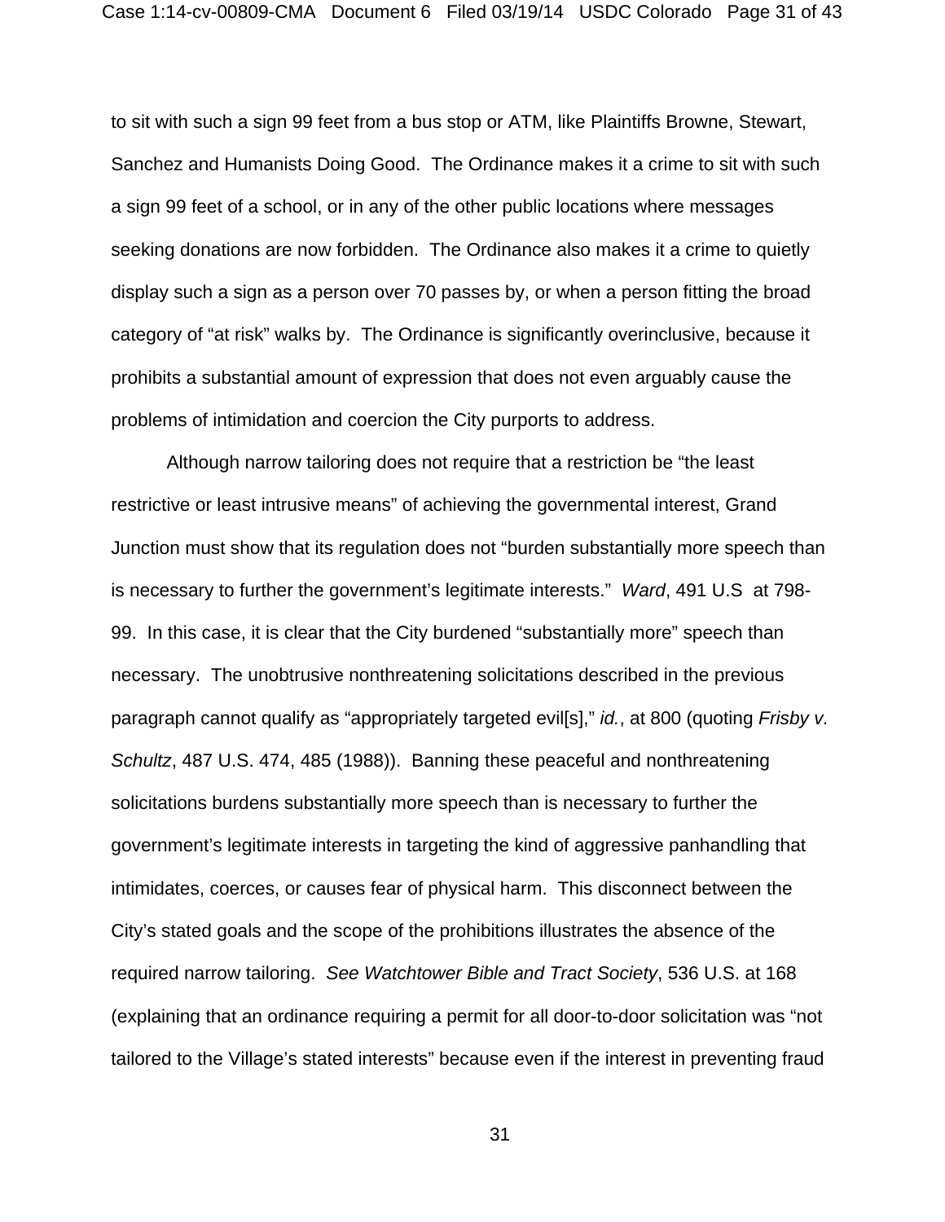to sit with such a sign 99 feet from a bus stop or ATM, like Plaintiffs Browne, Stewart, Sanchez and Humanists Doing Good. The Ordinance makes it a crime to sit with such a sign 99 feet of a school, or in any of the other public locations where messages seeking donations are now forbidden. The Ordinance also makes it a crime to quietly display such a sign as a person over 70 passes by, or when a person fitting the broad category of "at risk" walks by. The Ordinance is significantly overinclusive, because it prohibits a substantial amount of expression that does not even arguably cause the problems of intimidation and coercion the City purports to address.

Although narrow tailoring does not require that a restriction be "the least restrictive or least intrusive means" of achieving the governmental interest, Grand Junction must show that its regulation does not "burden substantially more speech than is necessary to further the government's legitimate interests." *Ward*, 491 U.S at 798-99. In this case, it is clear that the City burdened "substantially more" speech than necessary. The unobtrusive nonthreatening solicitations described in the previous paragraph cannot qualify as "appropriately targeted evil[s]," *id.*, at 800 (quoting *Frisby v. Schultz*, 487 U.S. 474, 485 (1988)). Banning these peaceful and nonthreatening solicitations burdens substantially more speech than is necessary to further the government's legitimate interests in targeting the kind of aggressive panhandling that intimidates, coerces, or causes fear of physical harm. This disconnect between the City's stated goals and the scope of the prohibitions illustrates the absence of the required narrow tailoring. *See Watchtower Bible and Tract Society*, 536 U.S. at 168 (explaining that an ordinance requiring a permit for all door-to-door solicitation was "not tailored to the Village's stated interests" because even if the interest in preventing fraud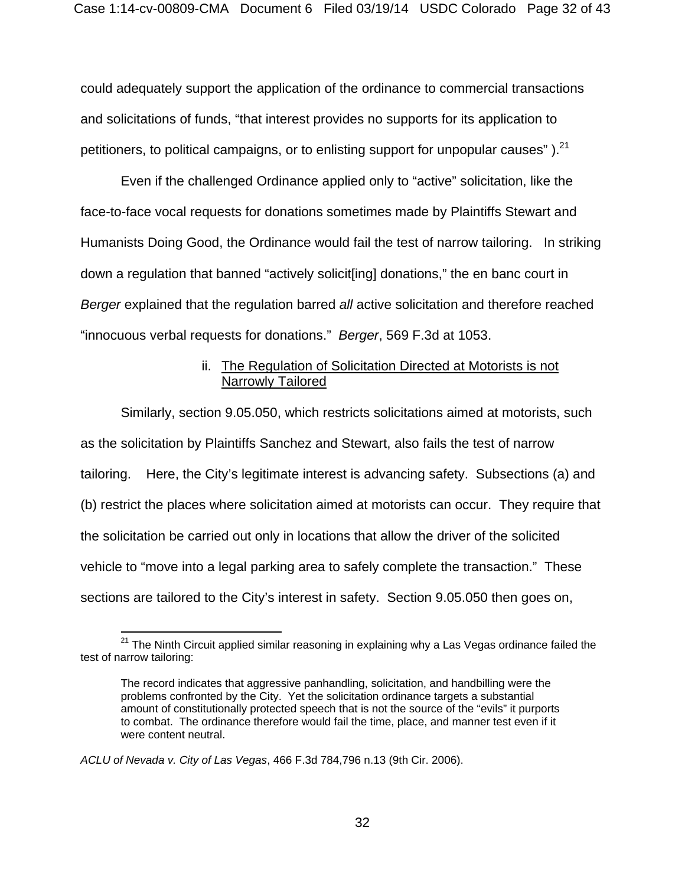could adequately support the application of the ordinance to commercial transactions and solicitations of funds, "that interest provides no supports for its application to petitioners, to political campaigns, or to enlisting support for unpopular causes" ).[21]

Even if the challenged Ordinance applied only to "active" solicitation, like the face-to-face vocal requests for donations sometimes made by Plaintiffs Stewart and Humanists Doing Good, the Ordinance would fail the test of narrow tailoring. In striking down a regulation that banned "actively solicit[ing] donations," the en banc court in *Berger* explained that the regulation barred *all* active solicitation and therefore reached "innocuous verbal requests for donations." *Berger*, 569 F.3d at 1053.

ii. <u>The Regulation of Solicitation Directed at Motorists is not Narrowly Tailored</u>

Similarly, section 9.05.050, which restricts solicitations aimed at motorists, such as the solicitation by Plaintiffs Sanchez and Stewart, also fails the test of narrow tailoring. Here, the City's legitimate interest is advancing safety. Subsections (a) and (b) restrict the places where solicitation aimed at motorists can occur. They require that the solicitation be carried out only in locations that allow the driver of the solicited vehicle to "move into a legal parking area to safely complete the transaction." These sections are tailored to the City's interest in safety. Section 9.05.050 then goes on,

---

[21] The Ninth Circuit applied similar reasoning in explaining why a Las Vegas ordinance failed the test of narrow tailoring:

> The record indicates that aggressive panhandling, solicitation, and handbilling were the problems confronted by the City. Yet the solicitation ordinance targets a substantial amount of constitutionally protected speech that is not the source of the "evils" it purports to combat. The ordinance therefore would fail the time, place, and manner test even if it were content neutral.

*ACLU of Nevada v. City of Las Vegas*, 466 F.3d 784,796 n.13 (9th Cir. 2006).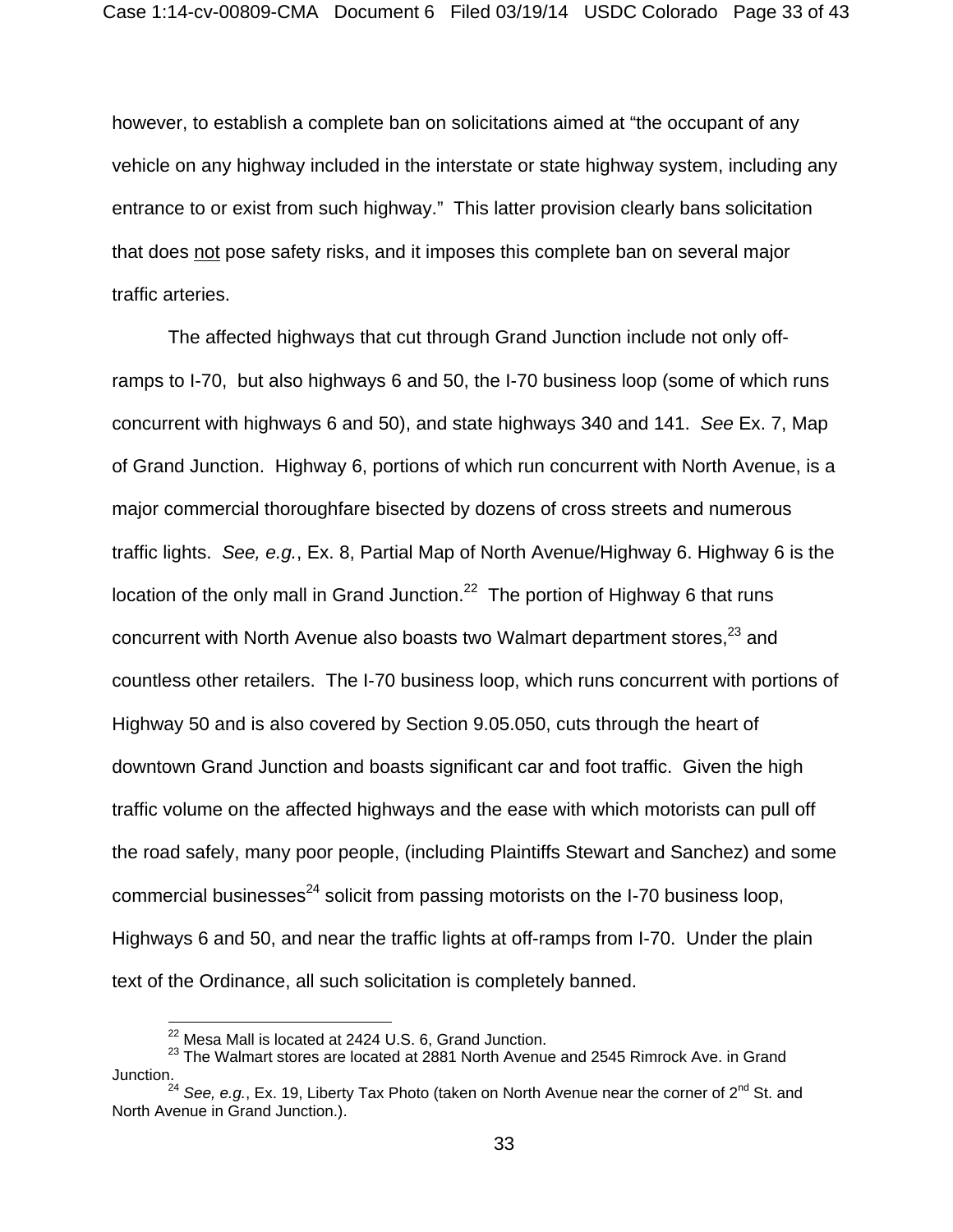however, to establish a complete ban on solicitations aimed at "the occupant of any vehicle on any highway included in the interstate or state highway system, including any entrance to or exist from such highway." This latter provision clearly bans solicitation that does not pose safety risks, and it imposes this complete ban on several major traffic arteries.

The affected highways that cut through Grand Junction include not only off-ramps to I-70, but also highways 6 and 50, the I-70 business loop (some of which runs concurrent with highways 6 and 50), and state highways 340 and 141. *See* Ex. 7, Map of Grand Junction. Highway 6, portions of which run concurrent with North Avenue, is a major commercial thoroughfare bisected by dozens of cross streets and numerous traffic lights. *See, e.g.*, Ex. 8, Partial Map of North Avenue/Highway 6. Highway 6 is the location of the only mall in Grand Junction.[22] The portion of Highway 6 that runs concurrent with North Avenue also boasts two Walmart department stores,[23] and countless other retailers. The I-70 business loop, which runs concurrent with portions of Highway 50 and is also covered by Section 9.05.050, cuts through the heart of downtown Grand Junction and boasts significant car and foot traffic. Given the high traffic volume on the affected highways and the ease with which motorists can pull off the road safely, many poor people, (including Plaintiffs Stewart and Sanchez) and some commercial businesses[24] solicit from passing motorists on the I-70 business loop, Highways 6 and 50, and near the traffic lights at off-ramps from I-70. Under the plain text of the Ordinance, all such solicitation is completely banned.

---

[22] Mesa Mall is located at 2424 U.S. 6, Grand Junction.

[23] The Walmart stores are located at 2881 North Avenue and 2545 Rimrock Ave. in Grand Junction.

[24] *See, e.g.*, Ex. 19, Liberty Tax Photo (taken on North Avenue near the corner of 2nd St. and North Avenue in Grand Junction.).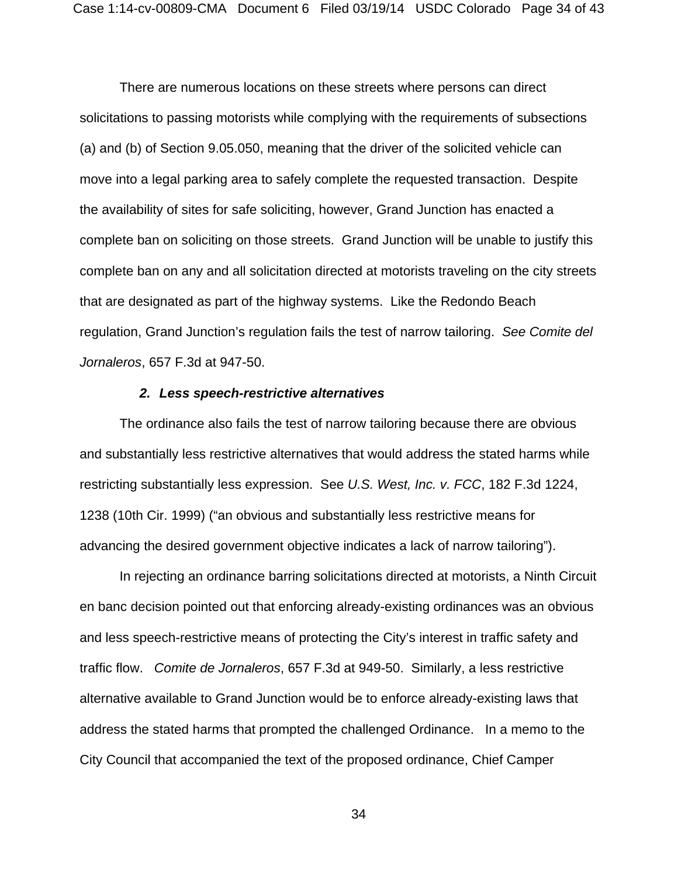There are numerous locations on these streets where persons can direct solicitations to passing motorists while complying with the requirements of subsections (a) and (b) of Section 9.05.050, meaning that the driver of the solicited vehicle can move into a legal parking area to safely complete the requested transaction. Despite the availability of sites for safe soliciting, however, Grand Junction has enacted a complete ban on soliciting on those streets. Grand Junction will be unable to justify this complete ban on any and all solicitation directed at motorists traveling on the city streets that are designated as part of the highway systems. Like the Redondo Beach regulation, Grand Junction's regulation fails the test of narrow tailoring. *See Comite del Jornaleros*, 657 F.3d at 947-50.

***2. Less speech-restrictive alternatives***

The ordinance also fails the test of narrow tailoring because there are obvious and substantially less restrictive alternatives that would address the stated harms while restricting substantially less expression. See *U.S. West, Inc. v. FCC*, 182 F.3d 1224, 1238 (10th Cir. 1999) ("an obvious and substantially less restrictive means for advancing the desired government objective indicates a lack of narrow tailoring").

In rejecting an ordinance barring solicitations directed at motorists, a Ninth Circuit en banc decision pointed out that enforcing already-existing ordinances was an obvious and less speech-restrictive means of protecting the City's interest in traffic safety and traffic flow. *Comite de Jornaleros*, 657 F.3d at 949-50. Similarly, a less restrictive alternative available to Grand Junction would be to enforce already-existing laws that address the stated harms that prompted the challenged Ordinance. In a memo to the City Council that accompanied the text of the proposed ordinance, Chief Camper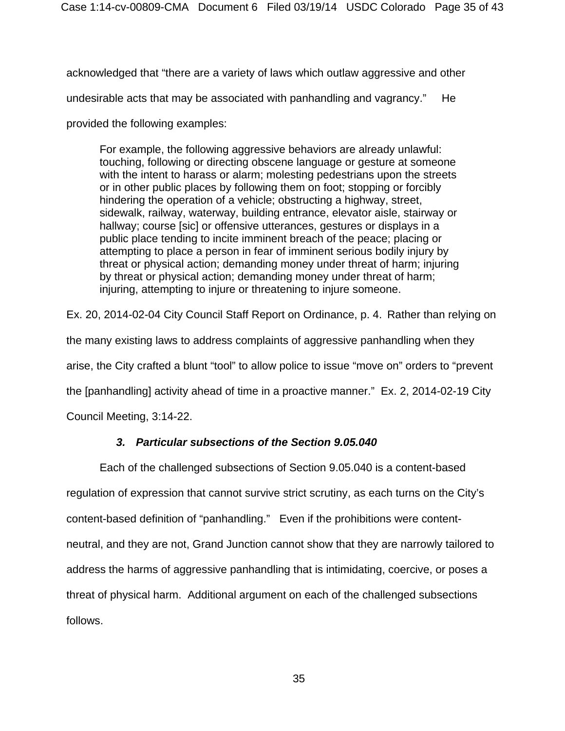acknowledged that "there are a variety of laws which outlaw aggressive and other undesirable acts that may be associated with panhandling and vagrancy." He provided the following examples:

> For example, the following aggressive behaviors are already unlawful: touching, following or directing obscene language or gesture at someone with the intent to harass or alarm; molesting pedestrians upon the streets or in other public places by following them on foot; stopping or forcibly hindering the operation of a vehicle; obstructing a highway, street, sidewalk, railway, waterway, building entrance, elevator aisle, stairway or hallway; course [sic] or offensive utterances, gestures or displays in a public place tending to incite imminent breach of the peace; placing or attempting to place a person in fear of imminent serious bodily injury by threat or physical action; demanding money under threat of harm; injuring by threat or physical action; demanding money under threat of harm; injuring, attempting to injure or threatening to injure someone.

Ex. 20, 2014-02-04 City Council Staff Report on Ordinance, p. 4. Rather than relying on the many existing laws to address complaints of aggressive panhandling when they arise, the City crafted a blunt "tool" to allow police to issue "move on" orders to "prevent the [panhandling] activity ahead of time in a proactive manner." Ex. 2, 2014-02-19 City Council Meeting, 3:14-22.

### *3. Particular subsections of the Section 9.05.040*

Each of the challenged subsections of Section 9.05.040 is a content-based regulation of expression that cannot survive strict scrutiny, as each turns on the City's content-based definition of "panhandling." Even if the prohibitions were content-neutral, and they are not, Grand Junction cannot show that they are narrowly tailored to address the harms of aggressive panhandling that is intimidating, coercive, or poses a threat of physical harm. Additional argument on each of the challenged subsections follows.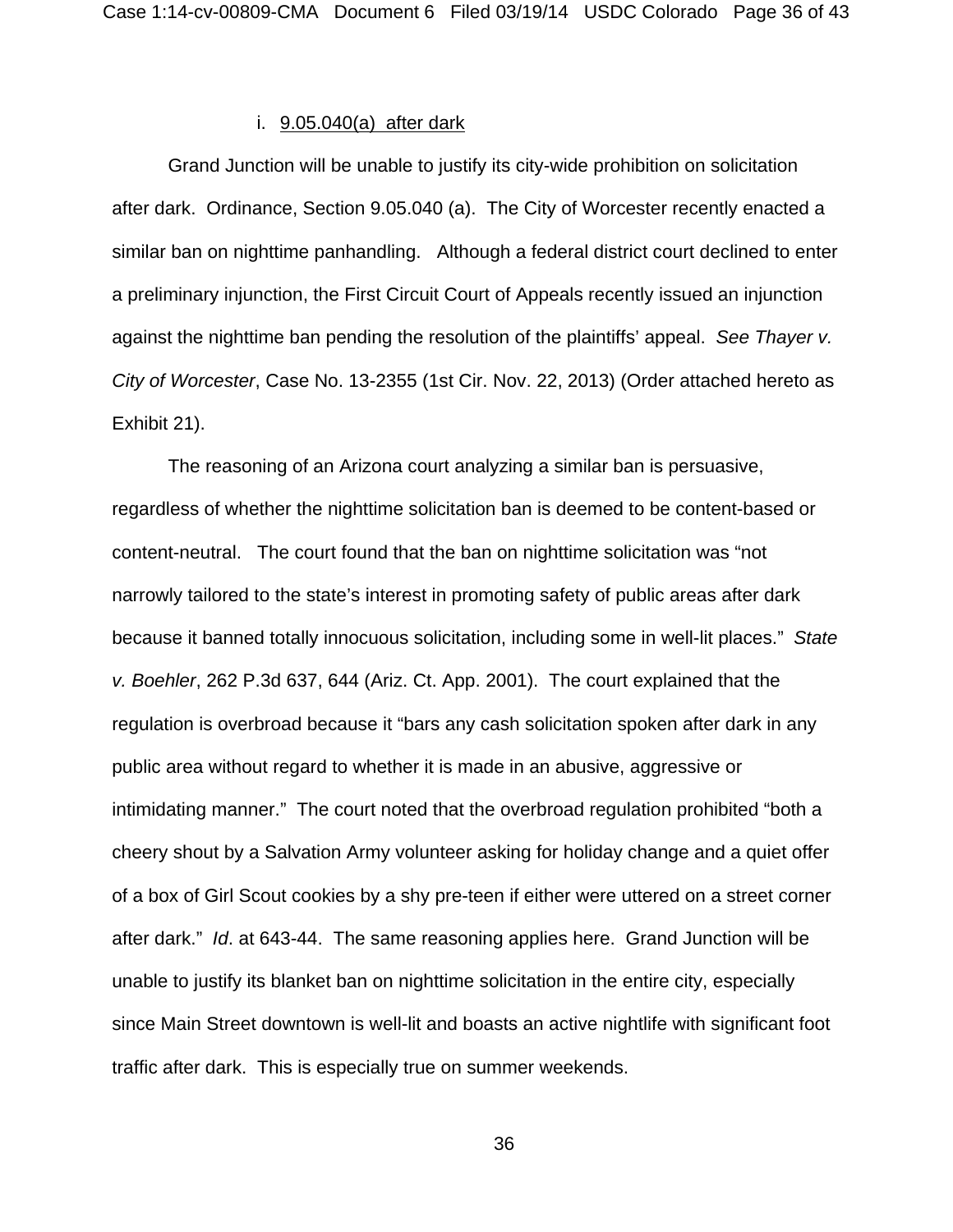i. <u>9.05.040(a) after dark</u>

Grand Junction will be unable to justify its city-wide prohibition on solicitation after dark. Ordinance, Section 9.05.040 (a). The City of Worcester recently enacted a similar ban on nighttime panhandling. Although a federal district court declined to enter a preliminary injunction, the First Circuit Court of Appeals recently issued an injunction against the nighttime ban pending the resolution of the plaintiffs' appeal. *See Thayer v. City of Worcester*, Case No. 13-2355 (1st Cir. Nov. 22, 2013) (Order attached hereto as Exhibit 21).

The reasoning of an Arizona court analyzing a similar ban is persuasive, regardless of whether the nighttime solicitation ban is deemed to be content-based or content-neutral. The court found that the ban on nighttime solicitation was "not narrowly tailored to the state's interest in promoting safety of public areas after dark because it banned totally innocuous solicitation, including some in well-lit places." *State v. Boehler*, 262 P.3d 637, 644 (Ariz. Ct. App. 2001). The court explained that the regulation is overbroad because it "bars any cash solicitation spoken after dark in any public area without regard to whether it is made in an abusive, aggressive or intimidating manner." The court noted that the overbroad regulation prohibited "both a cheery shout by a Salvation Army volunteer asking for holiday change and a quiet offer of a box of Girl Scout cookies by a shy pre-teen if either were uttered on a street corner after dark." *Id*. at 643-44. The same reasoning applies here. Grand Junction will be unable to justify its blanket ban on nighttime solicitation in the entire city, especially since Main Street downtown is well-lit and boasts an active nightlife with significant foot traffic after dark. This is especially true on summer weekends.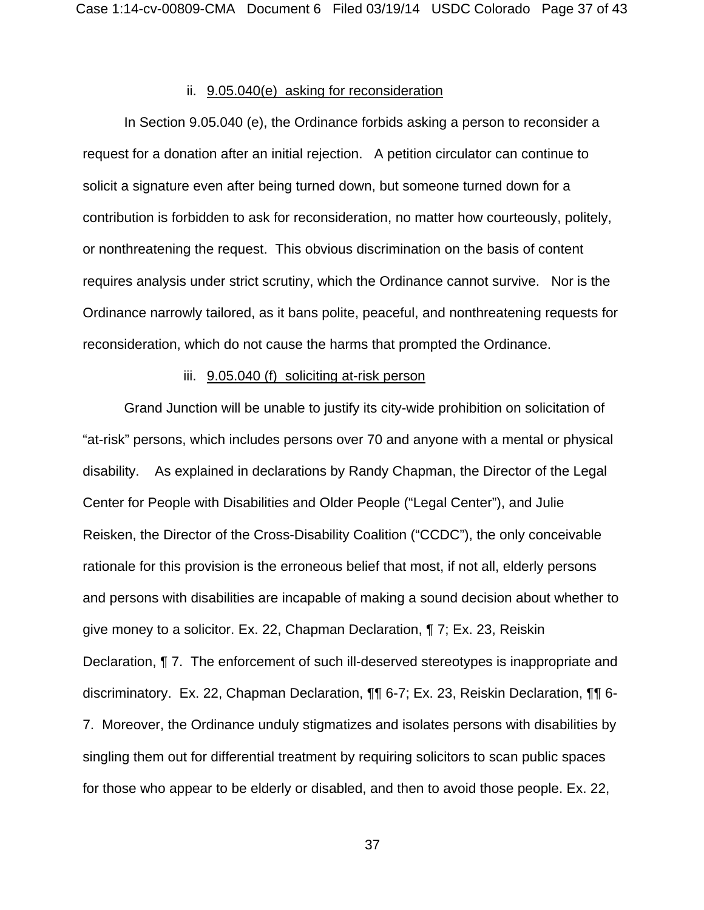ii. <u>9.05.040(e) asking for reconsideration</u>

In Section 9.05.040 (e), the Ordinance forbids asking a person to reconsider a request for a donation after an initial rejection. A petition circulator can continue to solicit a signature even after being turned down, but someone turned down for a contribution is forbidden to ask for reconsideration, no matter how courteously, politely, or nonthreatening the request. This obvious discrimination on the basis of content requires analysis under strict scrutiny, which the Ordinance cannot survive. Nor is the Ordinance narrowly tailored, as it bans polite, peaceful, and nonthreatening requests for reconsideration, which do not cause the harms that prompted the Ordinance.

iii. <u>9.05.040 (f) soliciting at-risk person</u>

Grand Junction will be unable to justify its city-wide prohibition on solicitation of "at-risk" persons, which includes persons over 70 and anyone with a mental or physical disability. As explained in declarations by Randy Chapman, the Director of the Legal Center for People with Disabilities and Older People ("Legal Center"), and Julie Reisken, the Director of the Cross-Disability Coalition ("CCDC"), the only conceivable rationale for this provision is the erroneous belief that most, if not all, elderly persons and persons with disabilities are incapable of making a sound decision about whether to give money to a solicitor. Ex. 22, Chapman Declaration, ¶ 7; Ex. 23, Reiskin Declaration, ¶ 7. The enforcement of such ill-deserved stereotypes is inappropriate and discriminatory. Ex. 22, Chapman Declaration, ¶¶ 6-7; Ex. 23, Reiskin Declaration, ¶¶ 6-7. Moreover, the Ordinance unduly stigmatizes and isolates persons with disabilities by singling them out for differential treatment by requiring solicitors to scan public spaces for those who appear to be elderly or disabled, and then to avoid those people. Ex. 22,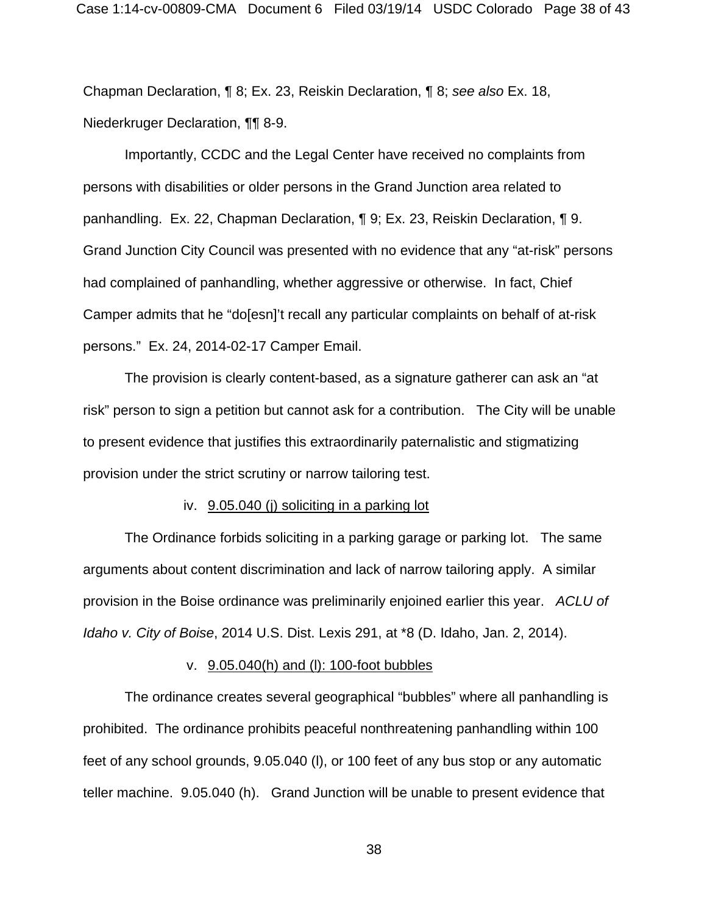Chapman Declaration, ¶ 8; Ex. 23, Reiskin Declaration, ¶ 8; *see also* Ex. 18, Niederkruger Declaration, ¶¶ 8-9.

Importantly, CCDC and the Legal Center have received no complaints from persons with disabilities or older persons in the Grand Junction area related to panhandling. Ex. 22, Chapman Declaration, ¶ 9; Ex. 23, Reiskin Declaration, ¶ 9. Grand Junction City Council was presented with no evidence that any "at-risk" persons had complained of panhandling, whether aggressive or otherwise. In fact, Chief Camper admits that he "do[esn]'t recall any particular complaints on behalf of at-risk persons." Ex. 24, 2014-02-17 Camper Email.

The provision is clearly content-based, as a signature gatherer can ask an "at risk" person to sign a petition but cannot ask for a contribution. The City will be unable to present evidence that justifies this extraordinarily paternalistic and stigmatizing provision under the strict scrutiny or narrow tailoring test.

iv. <u>9.05.040 (j) soliciting in a parking lot</u>

The Ordinance forbids soliciting in a parking garage or parking lot. The same arguments about content discrimination and lack of narrow tailoring apply. A similar provision in the Boise ordinance was preliminarily enjoined earlier this year. *ACLU of Idaho v. City of Boise*, 2014 U.S. Dist. Lexis 291, at *8 (D. Idaho, Jan. 2, 2014).

v. <u>9.05.040(h) and (l): 100-foot bubbles</u>

The ordinance creates several geographical "bubbles" where all panhandling is prohibited. The ordinance prohibits peaceful nonthreatening panhandling within 100 feet of any school grounds, 9.05.040 (l), or 100 feet of any bus stop or any automatic teller machine. 9.05.040 (h). Grand Junction will be unable to present evidence that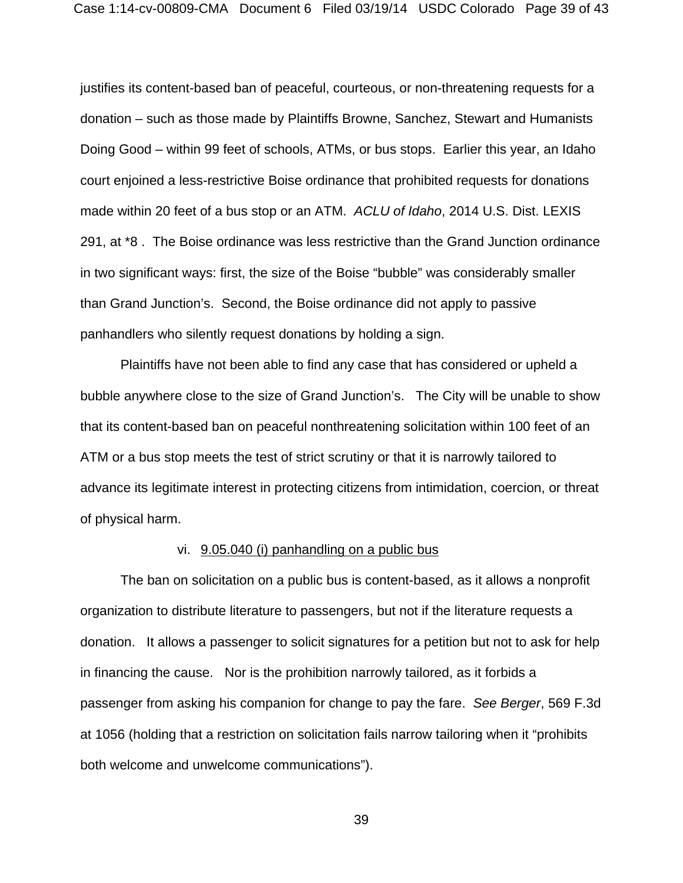justifies its content-based ban of peaceful, courteous, or non-threatening requests for a donation – such as those made by Plaintiffs Browne, Sanchez, Stewart and Humanists Doing Good – within 99 feet of schools, ATMs, or bus stops. Earlier this year, an Idaho court enjoined a less-restrictive Boise ordinance that prohibited requests for donations made within 20 feet of a bus stop or an ATM. *ACLU of Idaho*, 2014 U.S. Dist. LEXIS 291, at *8 . The Boise ordinance was less restrictive than the Grand Junction ordinance in two significant ways: first, the size of the Boise "bubble" was considerably smaller than Grand Junction's. Second, the Boise ordinance did not apply to passive panhandlers who silently request donations by holding a sign.

Plaintiffs have not been able to find any case that has considered or upheld a bubble anywhere close to the size of Grand Junction's. The City will be unable to show that its content-based ban on peaceful nonthreatening solicitation within 100 feet of an ATM or a bus stop meets the test of strict scrutiny or that it is narrowly tailored to advance its legitimate interest in protecting citizens from intimidation, coercion, or threat of physical harm.

vi. <u>9.05.040 (i) panhandling on a public bus</u>

The ban on solicitation on a public bus is content-based, as it allows a nonprofit organization to distribute literature to passengers, but not if the literature requests a donation. It allows a passenger to solicit signatures for a petition but not to ask for help in financing the cause. Nor is the prohibition narrowly tailored, as it forbids a passenger from asking his companion for change to pay the fare. *See Berger*, 569 F.3d at 1056 (holding that a restriction on solicitation fails narrow tailoring when it "prohibits both welcome and unwelcome communications").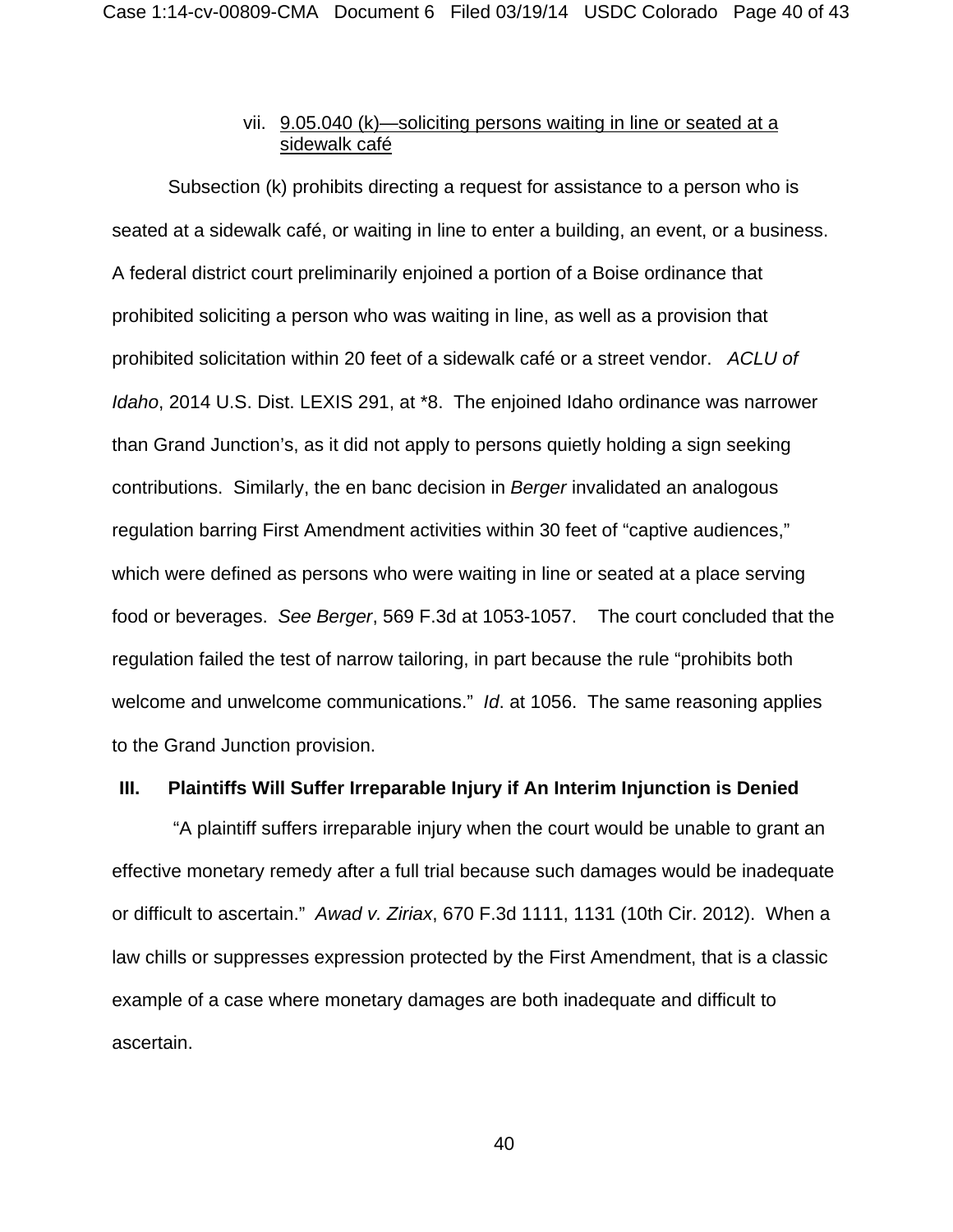vii. <u>9.05.040 (k)—soliciting persons waiting in line or seated at a sidewalk café</u>

Subsection (k) prohibits directing a request for assistance to a person who is seated at a sidewalk café, or waiting in line to enter a building, an event, or a business. A federal district court preliminarily enjoined a portion of a Boise ordinance that prohibited soliciting a person who was waiting in line, as well as a provision that prohibited solicitation within 20 feet of a sidewalk café or a street vendor. *ACLU of Idaho*, 2014 U.S. Dist. LEXIS 291, at *8. The enjoined Idaho ordinance was narrower than Grand Junction's, as it did not apply to persons quietly holding a sign seeking contributions. Similarly, the en banc decision in *Berger* invalidated an analogous regulation barring First Amendment activities within 30 feet of "captive audiences," which were defined as persons who were waiting in line or seated at a place serving food or beverages. *See Berger*, 569 F.3d at 1053-1057. The court concluded that the regulation failed the test of narrow tailoring, in part because the rule "prohibits both welcome and unwelcome communications." *Id*. at 1056. The same reasoning applies to the Grand Junction provision.

## III. Plaintiffs Will Suffer Irreparable Injury if An Interim Injunction is Denied

"A plaintiff suffers irreparable injury when the court would be unable to grant an effective monetary remedy after a full trial because such damages would be inadequate or difficult to ascertain." *Awad v. Ziriax*, 670 F.3d 1111, 1131 (10th Cir. 2012). When a law chills or suppresses expression protected by the First Amendment, that is a classic example of a case where monetary damages are both inadequate and difficult to ascertain.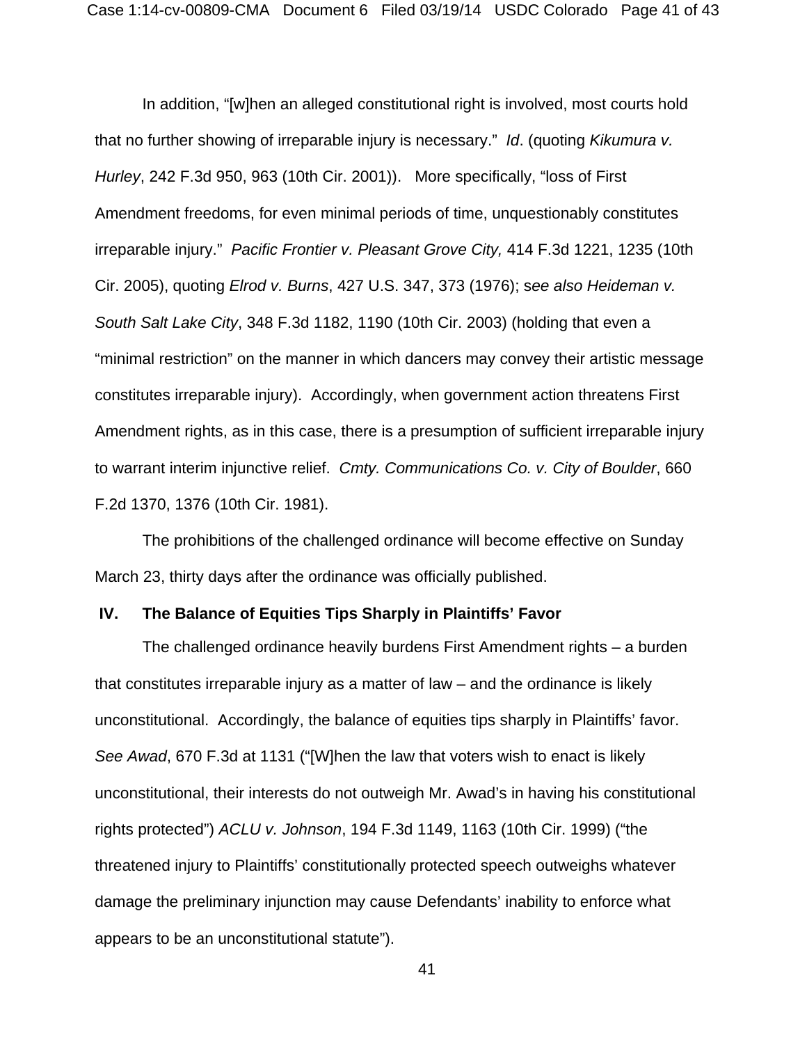In addition, "[w]hen an alleged constitutional right is involved, most courts hold that no further showing of irreparable injury is necessary." *Id*. (quoting *Kikumura v. Hurley*, 242 F.3d 950, 963 (10th Cir. 2001)). More specifically, "loss of First Amendment freedoms, for even minimal periods of time, unquestionably constitutes irreparable injury." *Pacific Frontier v. Pleasant Grove City,* 414 F.3d 1221, 1235 (10th Cir. 2005), quoting *Elrod v. Burns*, 427 U.S. 347, 373 (1976); s*ee also Heideman v. South Salt Lake City*, 348 F.3d 1182, 1190 (10th Cir. 2003) (holding that even a "minimal restriction" on the manner in which dancers may convey their artistic message constitutes irreparable injury). Accordingly, when government action threatens First Amendment rights, as in this case, there is a presumption of sufficient irreparable injury to warrant interim injunctive relief. *Cmty. Communications Co. v. City of Boulder*, 660 F.2d 1370, 1376 (10th Cir. 1981).

The prohibitions of the challenged ordinance will become effective on Sunday March 23, thirty days after the ordinance was officially published.

## IV. The Balance of Equities Tips Sharply in Plaintiffs' Favor

The challenged ordinance heavily burdens First Amendment rights – a burden that constitutes irreparable injury as a matter of law – and the ordinance is likely unconstitutional. Accordingly, the balance of equities tips sharply in Plaintiffs' favor. *See Awad*, 670 F.3d at 1131 ("[W]hen the law that voters wish to enact is likely unconstitutional, their interests do not outweigh Mr. Awad's in having his constitutional rights protected") *ACLU v. Johnson*, 194 F.3d 1149, 1163 (10th Cir. 1999) ("the threatened injury to Plaintiffs' constitutionally protected speech outweighs whatever damage the preliminary injunction may cause Defendants' inability to enforce what appears to be an unconstitutional statute").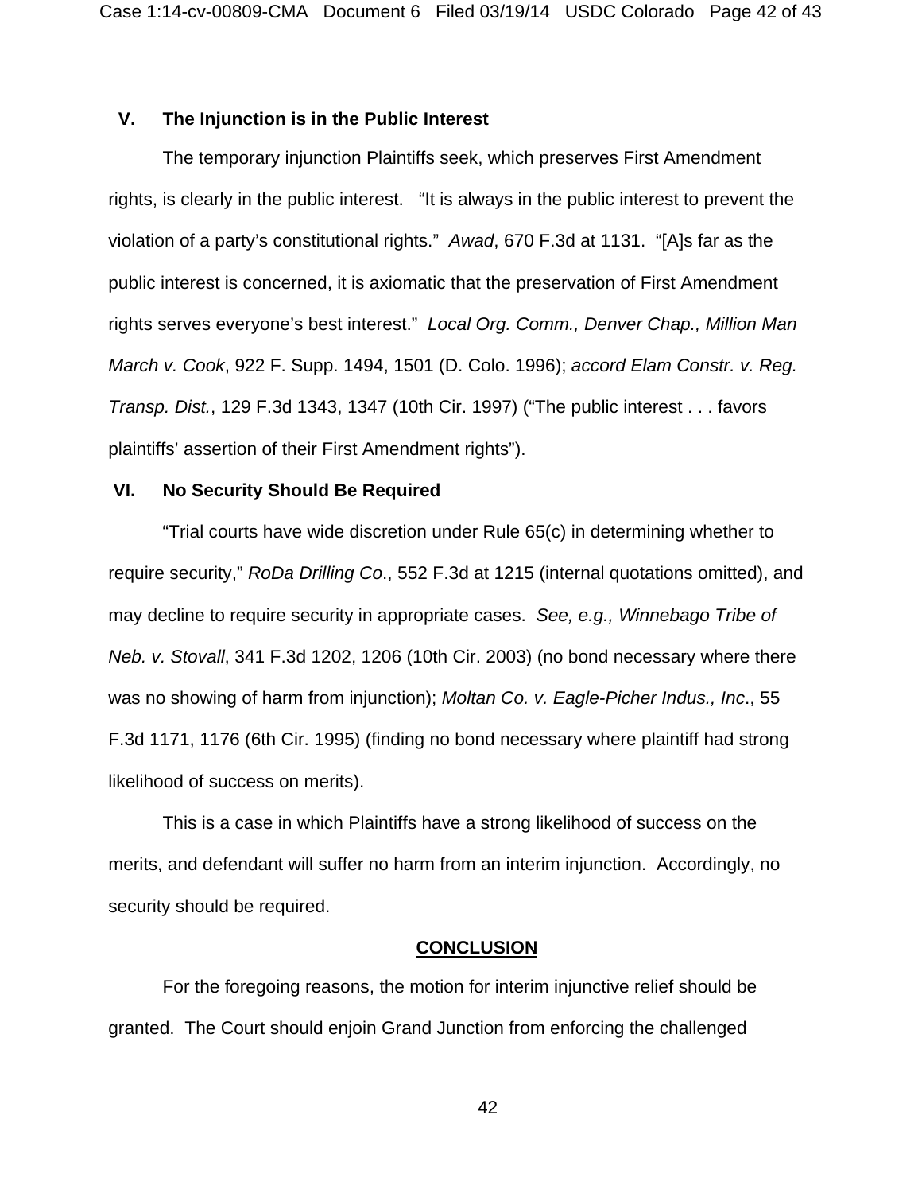## V. The Injunction is in the Public Interest

The temporary injunction Plaintiffs seek, which preserves First Amendment rights, is clearly in the public interest. "It is always in the public interest to prevent the violation of a party's constitutional rights." *Awad*, 670 F.3d at 1131. "[A]s far as the public interest is concerned, it is axiomatic that the preservation of First Amendment rights serves everyone's best interest." *Local Org. Comm., Denver Chap., Million Man March v. Cook*, 922 F. Supp. 1494, 1501 (D. Colo. 1996); *accord Elam Constr. v. Reg. Transp. Dist.*, 129 F.3d 1343, 1347 (10th Cir. 1997) ("The public interest . . . favors plaintiffs' assertion of their First Amendment rights").

## VI. No Security Should Be Required

"Trial courts have wide discretion under Rule 65(c) in determining whether to require security," *RoDa Drilling Co*., 552 F.3d at 1215 (internal quotations omitted), and may decline to require security in appropriate cases. *See, e.g., Winnebago Tribe of Neb. v. Stovall*, 341 F.3d 1202, 1206 (10th Cir. 2003) (no bond necessary where there was no showing of harm from injunction); *Moltan Co. v. Eagle-Picher Indus., Inc*., 55 F.3d 1171, 1176 (6th Cir. 1995) (finding no bond necessary where plaintiff had strong likelihood of success on merits).

This is a case in which Plaintiffs have a strong likelihood of success on the merits, and defendant will suffer no harm from an interim injunction. Accordingly, no security should be required.

## CONCLUSION

For the foregoing reasons, the motion for interim injunctive relief should be granted. The Court should enjoin Grand Junction from enforcing the challenged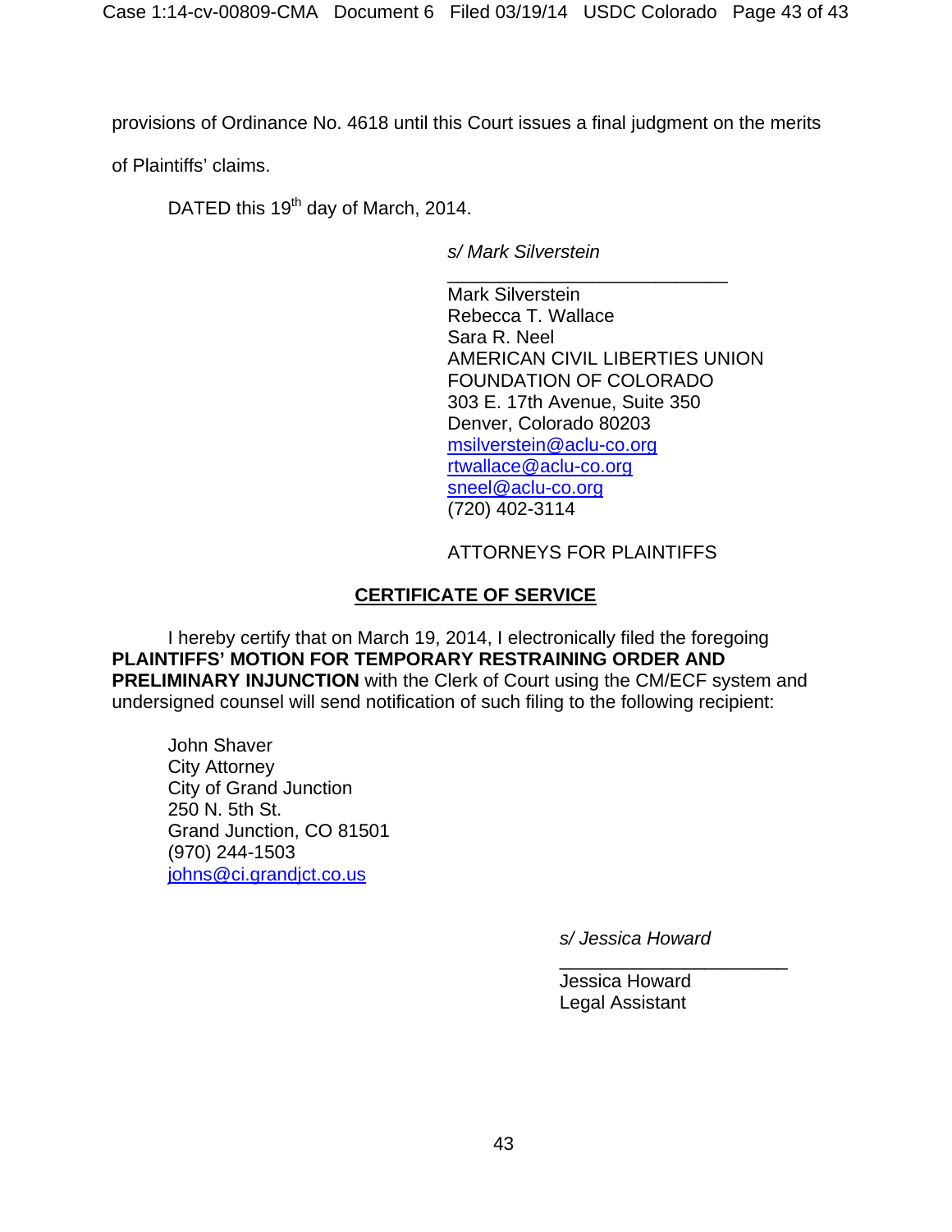provisions of Ordinance No. 4618 until this Court issues a final judgment on the merits of Plaintiffs' claims.

DATED this 19th day of March, 2014.

*s/ Mark Silverstein*

\_\_\_\_\_\_\_\_\_\_\_\_\_\_\_\_\_\_\_\_\_\_\_\_\_\_\_

Mark Silverstein
Rebecca T. Wallace
Sara R. Neel
AMERICAN CIVIL LIBERTIES UNION
FOUNDATION OF COLORADO
303 E. 17th Avenue, Suite 350
Denver, Colorado 80203
msilverstein@aclu-co.org
rtwallace@aclu-co.org
sneel@aclu-co.org
(720) 402-3114

ATTORNEYS FOR PLAINTIFFS

## CERTIFICATE OF SERVICE

I hereby certify that on March 19, 2014, I electronically filed the foregoing **PLAINTIFFS' MOTION FOR TEMPORARY RESTRAINING ORDER AND PRELIMINARY INJUNCTION** with the Clerk of Court using the CM/ECF system and undersigned counsel will send notification of such filing to the following recipient:

John Shaver
City Attorney
City of Grand Junction
250 N. 5th St.
Grand Junction, CO 81501
(970) 244-1503
johns@ci.grandjct.co.us

*s/ Jessica Howard*

\_\_\_\_\_\_\_\_\_\_\_\_\_\_\_\_\_\_\_\_\_\_\_

Jessica Howard
Legal Assistant